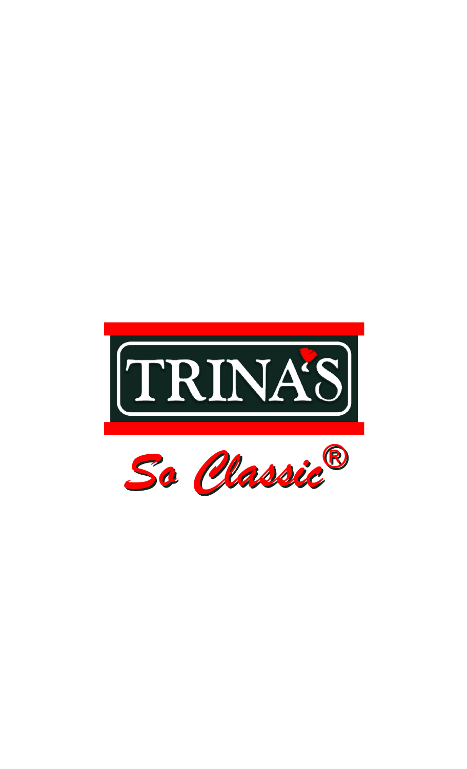# TRINA'S

*So Classic®*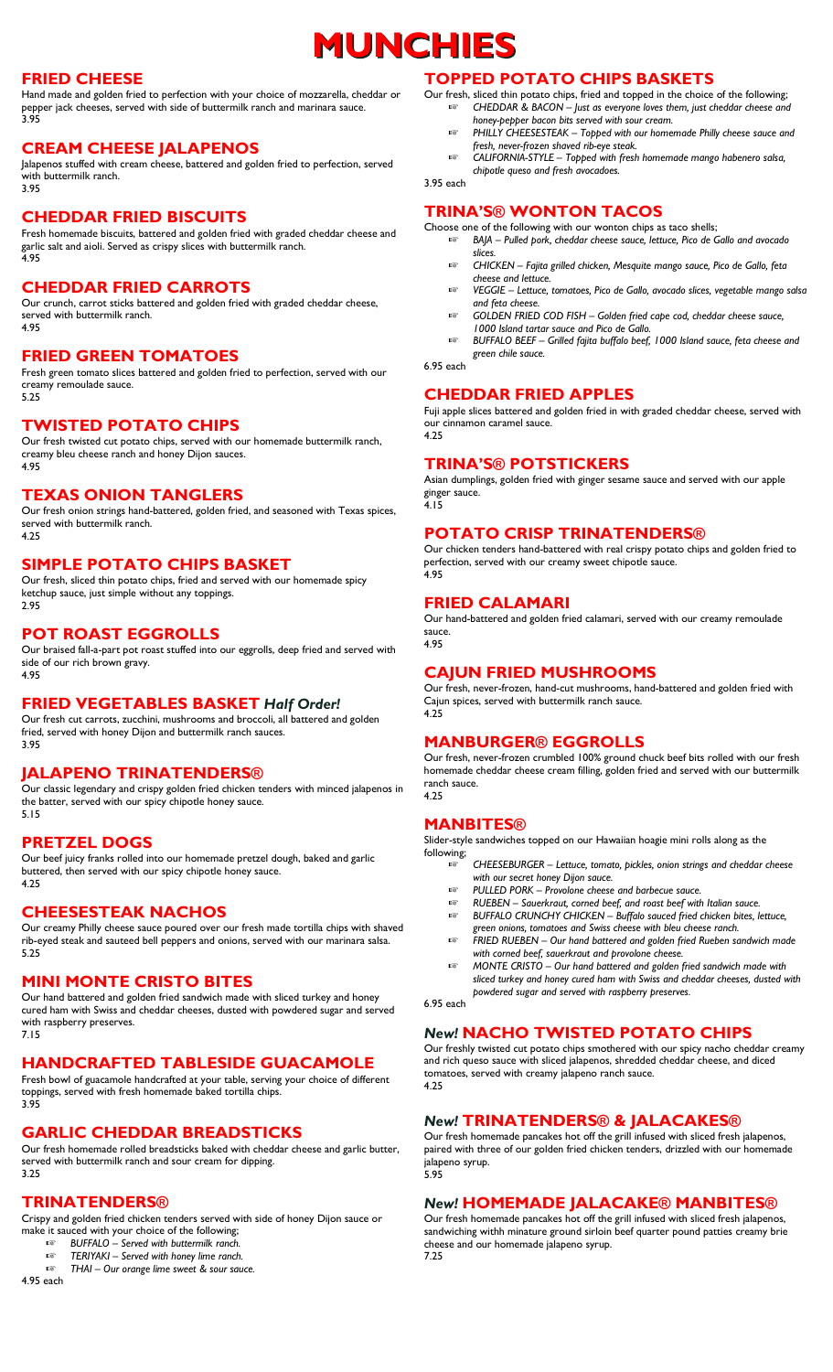# MUNCHIES

## FRIED CHEESE

Hand made and golden fried to perfection with your choice of mozzarella, cheddar or pepper jack cheeses, served with side of buttermilk ranch and marinara sauce.
3.95

## CREAM CHEESE JALAPENOS

Jalapenos stuffed with cream cheese, battered and golden fried to perfection, served with buttermilk ranch.
3.95

## CHEDDAR FRIED BISCUITS

Fresh homemade biscuits, battered and golden fried with graded cheddar cheese and garlic salt and aioli. Served as crispy slices with buttermilk ranch.
4.95

## CHEDDAR FRIED CARROTS

Our crunch, carrot sticks battered and golden fried with graded cheddar cheese, served with buttermilk ranch.
4.95

## FRIED GREEN TOMATOES

Fresh green tomato slices battered and golden fried to perfection, served with our creamy remoulade sauce.
5.25

## TWISTED POTATO CHIPS

Our fresh twisted cut potato chips, served with our homemade buttermilk ranch, creamy bleu cheese ranch and honey Dijon sauces.
4.95

## TEXAS ONION TANGLERS

Our fresh onion strings hand-battered, golden fried, and seasoned with Texas spices, served with buttermilk ranch.
4.25

## SIMPLE POTATO CHIPS BASKET

Our fresh, sliced thin potato chips, fried and served with our homemade spicy ketchup sauce, just simple without any toppings.
2.95

## POT ROAST EGGROLLS

Our braised fall-a-part pot roast stuffed into our eggrolls, deep fried and served with side of our rich brown gravy.
4.95

## FRIED VEGETABLES BASKET *Half Order!*

Our fresh cut carrots, zucchini, mushrooms and broccoli, all battered and golden fried, served with honey Dijon and buttermilk ranch sauces.
3.95

## JALAPENO TRINATENDERS®

Our classic legendary and crispy golden fried chicken tenders with minced jalapenos in the batter, served with our spicy chipotle honey sauce.
5.15

## PRETZEL DOGS

Our beef juicy franks rolled into our homemade pretzel dough, baked and garlic buttered, then served with our spicy chipotle honey sauce.
4.25

## CHEESESTEAK NACHOS

Our creamy Philly cheese sauce poured over our fresh made tortilla chips with shaved rib-eyed steak and sauteed bell peppers and onions, served with our marinara salsa.
5.25

## MINI MONTE CRISTO BITES

Our hand battered and golden fried sandwich made with sliced turkey and honey cured ham with Swiss and cheddar cheeses, dusted with powdered sugar and served with raspberry preserves.
7.15

## HANDCRAFTED TABLESIDE GUACAMOLE

Fresh bowl of guacamole handcrafted at your table, serving your choice of different toppings, served with fresh homemade baked tortilla chips.
3.95

## GARLIC CHEDDAR BREADSTICKS

Our fresh homemade rolled breadsticks baked with cheddar cheese and garlic butter, served with buttermilk ranch and sour cream for dipping.
3.25

## TRINATENDERS®

Crispy and golden fried chicken tenders served with side of honey Dijon sauce or make it sauced with your choice of the following;

- *BUFFALO – Served with buttermilk ranch.*
- *TERIYAKI – Served with honey lime ranch.*
- *THAI – Our orange lime sweet & sour sauce.*

4.95 each

## TOPPED POTATO CHIPS BASKETS

Our fresh, sliced thin potato chips, fried and topped in the choice of the following;

- *CHEDDAR & BACON – Just as everyone loves them, just cheddar cheese and honey-pepper bacon bits served with sour cream.*
- *PHILLY CHEESESTEAK – Topped with our homemade Philly cheese sauce and fresh, never-frozen shaved rib-eye steak.*
- *CALIFORNIA-STYLE – Topped with fresh homemade mango habenero salsa, chipotle queso and fresh avocadoes.*

3.95 each

## TRINA'S® WONTON TACOS

Choose one of the following with our wonton chips as taco shells;

- *BAJA – Pulled pork, cheddar cheese sauce, lettuce, Pico de Gallo and avocado slices.*
- *CHICKEN – Fajita grilled chicken, Mesquite mango sauce, Pico de Gallo, feta cheese and lettuce.*
- *VEGGIE – Lettuce, tomatoes, Pico de Gallo, avocado slices, vegetable mango salsa and feta cheese.*
- *GOLDEN FRIED COD FISH – Golden fried cape cod, cheddar cheese sauce, 1000 Island tartar sauce and Pico de Gallo.*
- *BUFFALO BEEF – Grilled fajita buffalo beef, 1000 Island sauce, feta cheese and green chile sauce.*

6.95 each

## CHEDDAR FRIED APPLES

Fuji apple slices battered and golden fried in with graded cheddar cheese, served with our cinnamon caramel sauce.
4.25

## TRINA'S® POTSTICKERS

Asian dumplings, golden fried with ginger sesame sauce and served with our apple ginger sauce.
4.15

## POTATO CRISP TRINATENDERS®

Our chicken tenders hand-battered with real crispy potato chips and golden fried to perfection, served with our creamy sweet chipotle sauce.
4.95

## FRIED CALAMARI

Our hand-battered and golden fried calamari, served with our creamy remoulade sauce.
4.95

## CAJUN FRIED MUSHROOMS

Our fresh, never-frozen, hand-cut mushrooms, hand-battered and golden fried with Cajun spices, served with buttermilk ranch sauce.
4.25

## MANBURGER® EGGROLLS

Our fresh, never-frozen crumbled 100% ground chuck beef bits rolled with our fresh homemade cheddar cheese cream filling, golden fried and served with our buttermilk ranch sauce.
4.25

## MANBITES®

Slider-style sandwiches topped on our Hawaiian hoagie mini rolls along as the following;

- *CHEESEBURGER – Lettuce, tomato, pickles, onion strings and cheddar cheese with our secret honey Dijon sauce.*
- *PULLED PORK – Provolone cheese and barbecue sauce.*
- *RUEBEN – Sauerkraut, corned beef, and roast beef with Italian sauce.*
- *BUFFALO CRUNCHY CHICKEN – Buffalo sauced fried chicken bites, lettuce, green onions, tomatoes and Swiss cheese with bleu cheese ranch.*
- *FRIED RUEBEN – Our hand battered and golden fried Rueben sandwich made with corned beef, sauerkraut and provolone cheese.*
- *MONTE CRISTO – Our hand battered and golden fried sandwich made with sliced turkey and honey cured ham with Swiss and cheddar cheeses, dusted with powdered sugar and served with raspberry preserves.*

6.95 each

## *New!* NACHO TWISTED POTATO CHIPS

Our freshly twisted cut potato chips smothered with our spicy nacho cheddar creamy and rich queso sauce with sliced jalapenos, shredded cheddar cheese, and diced tomatoes, served with creamy jalapeno ranch sauce.
4.25

## *New!* TRINATENDERS® & JALACAKES®

Our fresh homemade pancakes hot off the grill infused with sliced fresh jalapenos, paired with three of our golden fried chicken tenders, drizzled with our homemade jalapeno syrup.
5.95

## *New!* HOMEMADE JALACAKE® MANBITES®

Our fresh homemade pancakes hot off the grill infused with sliced fresh jalapenos, sandwiching withh minature ground sirloin beef quarter pound patties creamy brie cheese and our homemade jalapeno syrup.
7.25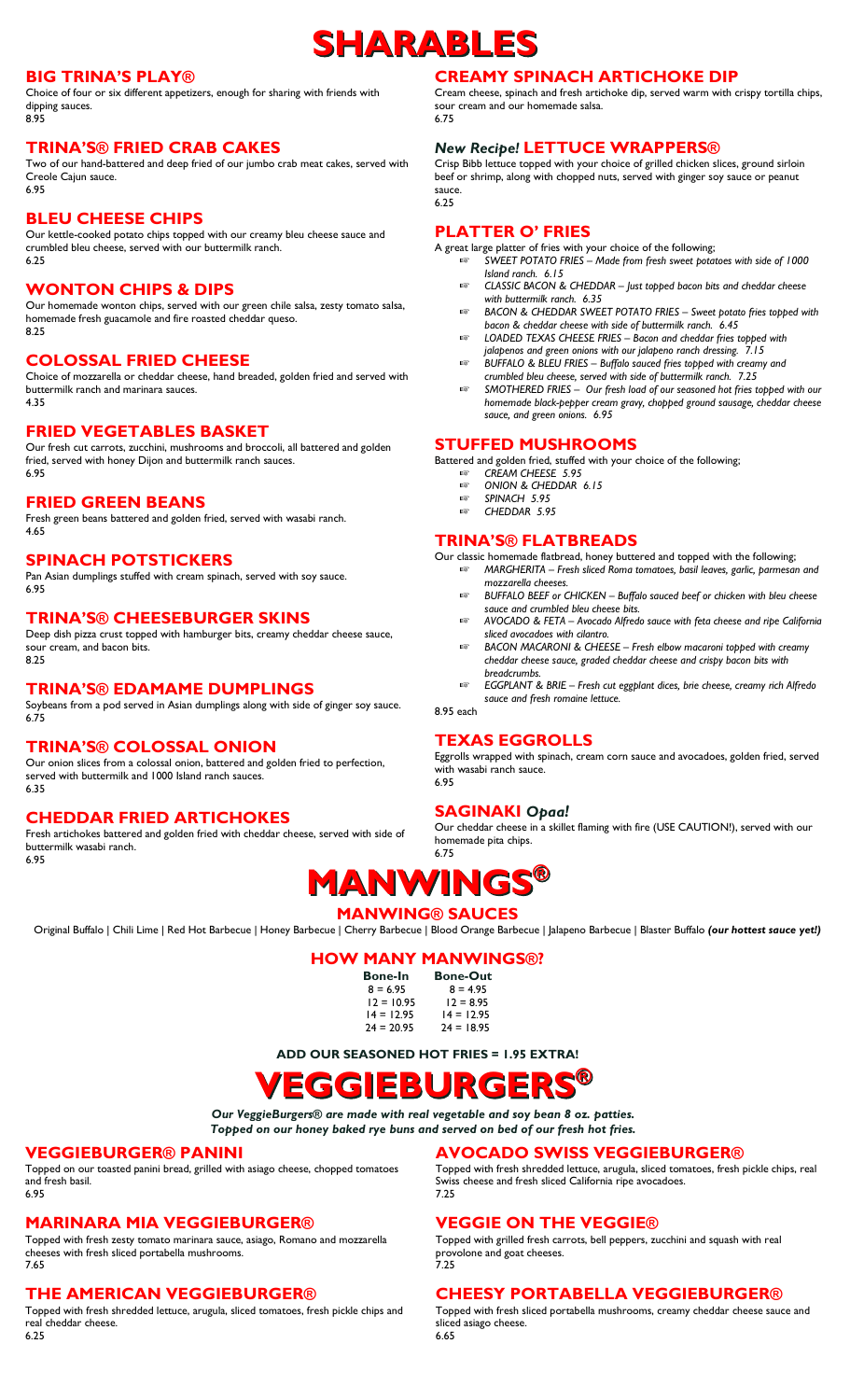# SHARABLES

## BIG TRINA'S PLAY®

Choice of four or six different appetizers, enough for sharing with friends with dipping sauces.
8.95

## TRINA'S® FRIED CRAB CAKES

Two of our hand-battered and deep fried of our jumbo crab meat cakes, served with Creole Cajun sauce.
6.95

## BLEU CHEESE CHIPS

Our kettle-cooked potato chips topped with our creamy bleu cheese sauce and crumbled bleu cheese, served with our buttermilk ranch.
6.25

## WONTON CHIPS & DIPS

Our homemade wonton chips, served with our green chile salsa, zesty tomato salsa, homemade fresh guacamole and fire roasted cheddar queso.
8.25

## COLOSSAL FRIED CHEESE

Choice of mozzarella or cheddar cheese, hand breaded, golden fried and served with buttermilk ranch and marinara sauces.
4.35

## FRIED VEGETABLES BASKET

Our fresh cut carrots, zucchini, mushrooms and broccoli, all battered and golden fried, served with honey Dijon and buttermilk ranch sauces.
6.95

## FRIED GREEN BEANS

Fresh green beans battered and golden fried, served with wasabi ranch.
4.65

## SPINACH POTSTICKERS

Pan Asian dumplings stuffed with cream spinach, served with soy sauce.
6.95

## TRINA'S® CHEESEBURGER SKINS

Deep dish pizza crust topped with hamburger bits, creamy cheddar cheese sauce, sour cream, and bacon bits.
8.25

## TRINA'S® EDAMAME DUMPLINGS

Soybeans from a pod served in Asian dumplings along with side of ginger soy sauce.
6.75

## TRINA'S® COLOSSAL ONION

Our onion slices from a colossal onion, battered and golden fried to perfection, served with buttermilk and 1000 Island ranch sauces.
6.35

## CHEDDAR FRIED ARTICHOKES

Fresh artichokes battered and golden fried with cheddar cheese, served with side of buttermilk wasabi ranch.
6.95

## CREAMY SPINACH ARTICHOKE DIP

Cream cheese, spinach and fresh artichoke dip, served warm with crispy tortilla chips, sour cream and our homemade salsa.
6.75

## *New Recipe!* LETTUCE WRAPPERS®

Crisp Bibb lettuce topped with your choice of grilled chicken slices, ground sirloin beef or shrimp, along with chopped nuts, served with ginger soy sauce or peanut sauce.
6.25

## PLATTER O' FRIES

A great large platter of fries with your choice of the following;

- *SWEET POTATO FRIES – Made from fresh sweet potatoes with side of 1000 Island ranch. 6.15*
- *CLASSIC BACON & CHEDDAR – Just topped bacon bits and cheddar cheese with buttermilk ranch. 6.35*
- *BACON & CHEDDAR SWEET POTATO FRIES – Sweet potato fries topped with bacon & cheddar cheese with side of buttermilk ranch. 6.45*
- *LOADED TEXAS CHEESE FRIES – Bacon and cheddar fries topped with jalapenos and green onions with our jalapeno ranch dressing. 7.15*
- *BUFFALO & BLEU FRIES – Buffalo sauced fries topped with creamy and crumbled bleu cheese, served with side of buttermilk ranch. 7.25*
- *SMOTHERED FRIES – Our fresh load of our seasoned hot fries topped with our homemade black-pepper cream gravy, chopped ground sausage, cheddar cheese sauce, and green onions. 6.95*

## STUFFED MUSHROOMS

Battered and golden fried, stuffed with your choice of the following;

- *CREAM CHEESE 5.95*
- *ONION & CHEDDAR 6.15*
- *SPINACH 5.95*
- *CHEDDAR 5.95*

## TRINA'S® FLATBREADS

Our classic homemade flatbread, honey buttered and topped with the following;

- *MARGHERITA – Fresh sliced Roma tomatoes, basil leaves, garlic, parmesan and mozzarella cheeses.*
- *BUFFALO BEEF or CHICKEN – Buffalo sauced beef or chicken with bleu cheese sauce and crumbled bleu cheese bits.*
- *AVOCADO & FETA – Avocado Alfredo sauce with feta cheese and ripe California sliced avocadoes with cilantro.*
- *BACON MACARONI & CHEESE – Fresh elbow macaroni topped with creamy cheddar cheese sauce, graded cheddar cheese and crispy bacon bits with breadcrumbs.*
- *EGGPLANT & BRIE – Fresh cut eggplant dices, brie cheese, creamy rich Alfredo sauce and fresh romaine lettuce.*

8.95 each

## TEXAS EGGROLLS

Eggrolls wrapped with spinach, cream corn sauce and avocadoes, golden fried, served with wasabi ranch sauce.
6.95

## SAGINAKI *Opaa!*

Our cheddar cheese in a skillet flaming with fire (USE CAUTION!), served with our homemade pita chips.
6.75

# MANWINGS®

## MANWING® SAUCES

Original Buffalo | Chili Lime | Red Hot Barbecue | Honey Barbecue | Cherry Barbecue | Blood Orange Barbecue | Jalapeno Barbecue | Blaster Buffalo ***(our hottest sauce yet!)***

## HOW MANY MANWINGS®?

| Bone-In | Bone-Out |
|---|---|
| 8 = 6.95 | 8 = 4.95 |
| 12 = 10.95 | 12 = 8.95 |
| 14 = 12.95 | 14 = 12.95 |
| 24 = 20.95 | 24 = 18.95 |

**ADD OUR SEASONED HOT FRIES = 1.95 EXTRA!**

# VEGGIEBURGERS®

***Our VeggieBurgers® are made with real vegetable and soy bean 8 oz. patties. Topped on our honey baked rye buns and served on bed of our fresh hot fries.***

## VEGGIEBURGER® PANINI

Topped on our toasted panini bread, grilled with asiago cheese, chopped tomatoes and fresh basil.
6.95

## MARINARA MIA VEGGIEBURGER®

Topped with fresh zesty tomato marinara sauce, asiago, Romano and mozzarella cheeses with fresh sliced portabella mushrooms.
7.65

## THE AMERICAN VEGGIEBURGER®

Topped with fresh shredded lettuce, arugula, sliced tomatoes, fresh pickle chips and real cheddar cheese.
6.25

## AVOCADO SWISS VEGGIEBURGER®

Topped with fresh shredded lettuce, arugula, sliced tomatoes, fresh pickle chips, real Swiss cheese and fresh sliced California ripe avocadoes.
7.25

## VEGGIE ON THE VEGGIE®

Topped with grilled fresh carrots, bell peppers, zucchini and squash with real provolone and goat cheeses.
7.25

## CHEESY PORTABELLA VEGGIEBURGER®

Topped with fresh sliced portabella mushrooms, creamy cheddar cheese sauce and sliced asiago cheese.
6.65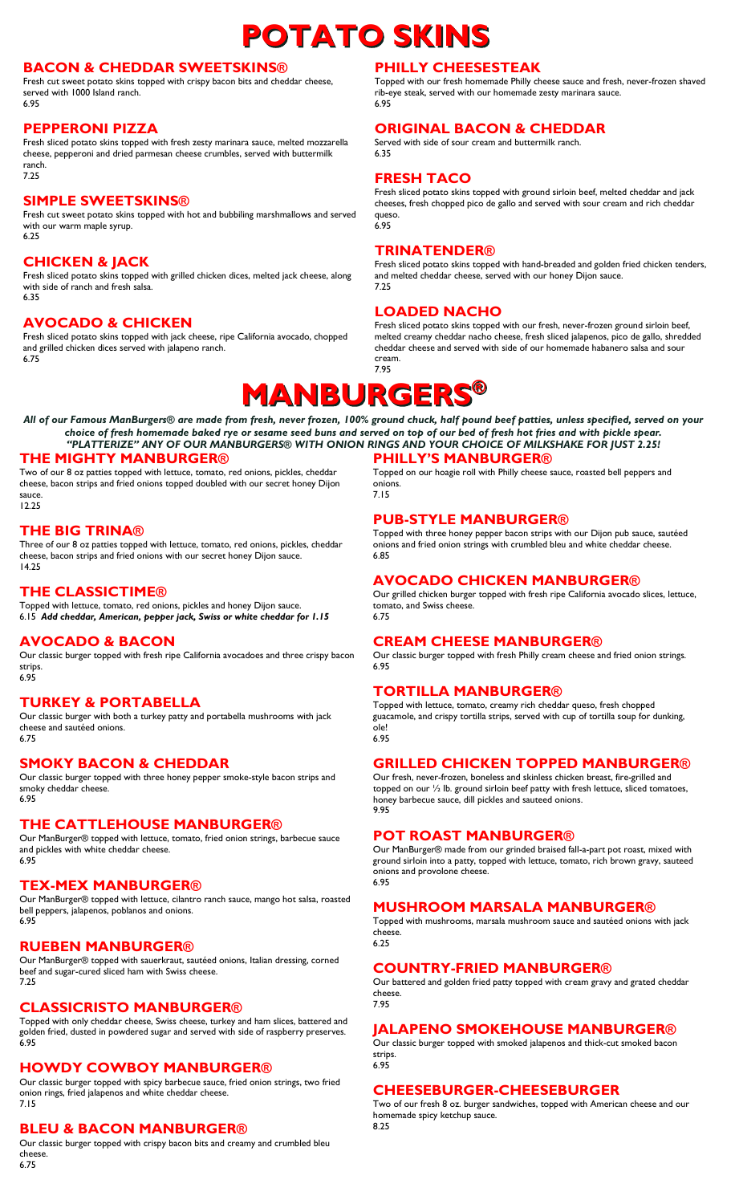# POTATO SKINS

### BACON & CHEDDAR SWEETSKINS®

Fresh cut sweet potato skins topped with crispy bacon bits and cheddar cheese, served with 1000 Island ranch.
6.95

### PEPPERONI PIZZA

Fresh sliced potato skins topped with fresh zesty marinara sauce, melted mozzarella cheese, pepperoni and dried parmesan cheese crumbles, served with buttermilk ranch.
7.25

### SIMPLE SWEETSKINS®

Fresh cut sweet potato skins topped with hot and bubbiling marshmallows and served with our warm maple syrup.
6.25

### CHICKEN & JACK

Fresh sliced potato skins topped with grilled chicken dices, melted jack cheese, along with side of ranch and fresh salsa.
6.35

### AVOCADO & CHICKEN

Fresh sliced potato skins topped with jack cheese, ripe California avocado, chopped and grilled chicken dices served with jalapeno ranch.
6.75

### PHILLY CHEESESTEAK

Topped with our fresh homemade Philly cheese sauce and fresh, never-frozen shaved rib-eye steak, served with our homemade zesty marinara sauce.
6.95

### ORIGINAL BACON & CHEDDAR

Served with side of sour cream and buttermilk ranch.
6.35

### FRESH TACO

Fresh sliced potato skins topped with ground sirloin beef, melted cheddar and jack cheeses, fresh chopped pico de gallo and served with sour cream and rich cheddar queso.
6.95

### TRINATENDER®

Fresh sliced potato skins topped with hand-breaded and golden fried chicken tenders, and melted cheddar cheese, served with our honey Dijon sauce.
7.25

### LOADED NACHO

Fresh sliced potato skins topped with our fresh, never-frozen ground sirloin beef, melted creamy cheddar nacho cheese, fresh sliced jalapenos, pico de gallo, shredded cheddar cheese and served with side of our homemade habanero salsa and sour cream.
7.95

# MANBURGERS®

***All of our Famous ManBurgers® are made from fresh, never frozen, 100% ground chuck, half pound beef patties, unless specified, served on your choice of fresh homemade baked rye or sesame seed buns and served on top of our bed of fresh hot fries and with pickle spear.***
***"PLATTERIZE" ANY OF OUR MANBURGERS® WITH ONION RINGS AND YOUR CHOICE OF MILKSHAKE FOR JUST 2.25!***

### THE MIGHTY MANBURGER®

Two of our 8 oz patties topped with lettuce, tomato, red onions, pickles, cheddar cheese, bacon strips and fried onions topped doubled with our secret honey Dijon sauce.
12.25

### THE BIG TRINA®

Three of our 8 oz patties topped with lettuce, tomato, red onions, pickles, cheddar cheese, bacon strips and fried onions with our secret honey Dijon sauce.
14.25

### THE CLASSICTIME®

Topped with lettuce, tomato, red onions, pickles and honey Dijon sauce.
6.15 ***Add cheddar, American, pepper jack, Swiss or white cheddar for 1.15***

### AVOCADO & BACON

Our classic burger topped with fresh ripe California avocadoes and three crispy bacon strips.
6.95

### TURKEY & PORTABELLA

Our classic burger with both a turkey patty and portabella mushrooms with jack cheese and sautéed onions.
6.75

### SMOKY BACON & CHEDDAR

Our classic burger topped with three honey pepper smoke-style bacon strips and smoky cheddar cheese.
6.95

### THE CATTLEHOUSE MANBURGER®

Our ManBurger® topped with lettuce, tomato, fried onion strings, barbecue sauce and pickles with white cheddar cheese.
6.95

### TEX-MEX MANBURGER®

Our ManBurger® topped with lettuce, cilantro ranch sauce, mango hot salsa, roasted bell peppers, jalapenos, poblanos and onions.
6.95

### RUEBEN MANBURGER®

Our ManBurger® topped with sauerkraut, sautéed onions, Italian dressing, corned beef and sugar-cured sliced ham with Swiss cheese.
7.25

### CLASSICRISTO MANBURGER®

Topped with only cheddar cheese, Swiss cheese, turkey and ham slices, battered and golden fried, dusted in powdered sugar and served with side of raspberry preserves.
6.95

### HOWDY COWBOY MANBURGER®

Our classic burger topped with spicy barbecue sauce, fried onion strings, two fried onion rings, fried jalapenos and white cheddar cheese.
7.15

### BLEU & BACON MANBURGER®

Our classic burger topped with crispy bacon bits and creamy and crumbled bleu cheese.
6.75

### PHILLY'S MANBURGER®

Topped on our hoagie roll with Philly cheese sauce, roasted bell peppers and onions.
7.15

### PUB-STYLE MANBURGER®

Topped with three honey pepper bacon strips with our Dijon pub sauce, sautéed onions and fried onion strings with crumbled bleu and white cheddar cheese.
6.85

### AVOCADO CHICKEN MANBURGER®

Our grilled chicken burger topped with fresh ripe California avocado slices, lettuce, tomato, and Swiss cheese.
6.75

### CREAM CHEESE MANBURGER®

Our classic burger topped with fresh Philly cream cheese and fried onion strings.
6.95

### TORTILLA MANBURGER®

Topped with lettuce, tomato, creamy rich cheddar queso, fresh chopped guacamole, and crispy tortilla strips, served with cup of tortilla soup for dunking, ole!
6.95

### GRILLED CHICKEN TOPPED MANBURGER®

Our fresh, never-frozen, boneless and skinless chicken breast, fire-grilled and topped on our ½ lb. ground sirloin beef patty with fresh lettuce, sliced tomatoes, honey barbecue sauce, dill pickles and sauteed onions.
9.95

### POT ROAST MANBURGER®

Our ManBurger® made from our grinded braised fall-a-part pot roast, mixed with ground sirloin into a patty, topped with lettuce, tomato, rich brown gravy, sauteed onions and provolone cheese.
6.95

### MUSHROOM MARSALA MANBURGER®

Topped with mushrooms, marsala mushroom sauce and sautéed onions with jack cheese.
6.25

### COUNTRY-FRIED MANBURGER®

Our battered and golden fried patty topped with cream gravy and grated cheddar cheese.
7.95

### JALAPENO SMOKEHOUSE MANBURGER®

Our classic burger topped with smoked jalapenos and thick-cut smoked bacon strips.
6.95

### CHEESEBURGER-CHEESEBURGER

Two of our fresh 8 oz. burger sandwiches, topped with American cheese and our homemade spicy ketchup sauce.
8.25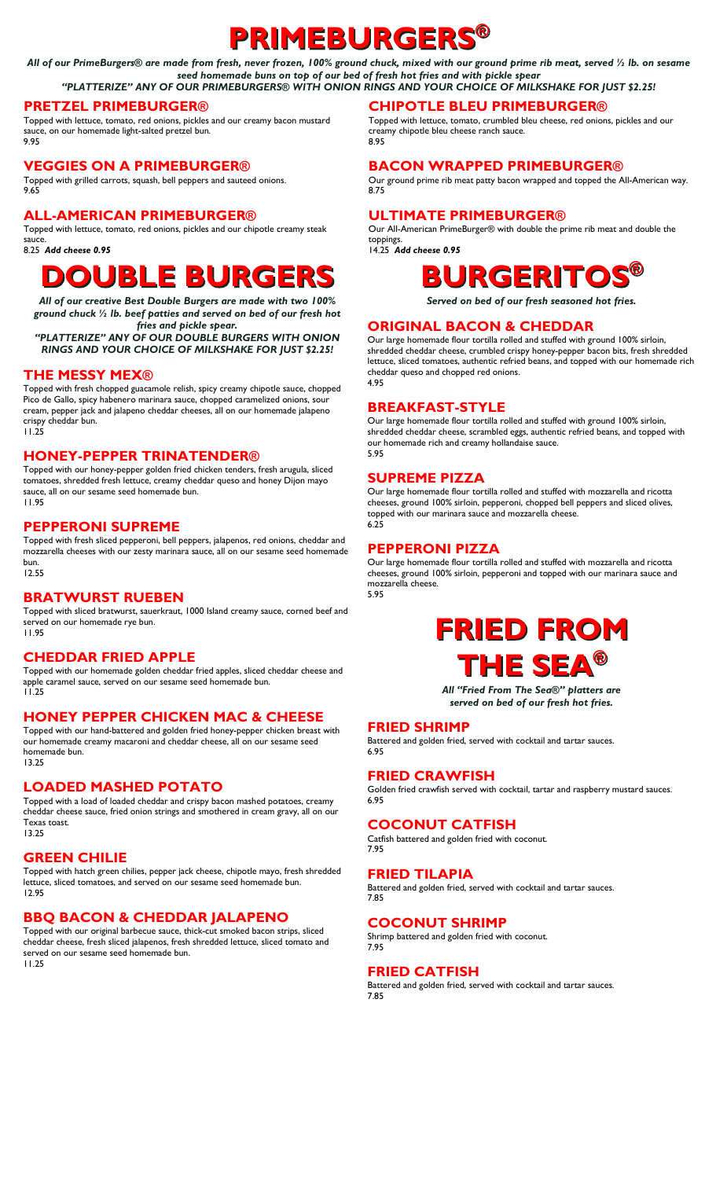# PRIMEBURGERS®

***All of our PrimeBurgers® are made from fresh, never frozen, 100% ground chuck, mixed with our ground prime rib meat, served ½ lb. on sesame seed homemade buns on top of our bed of fresh hot fries and with pickle spear***

***"PLATTERIZE" ANY OF OUR PRIMEBURGERS® WITH ONION RINGS AND YOUR CHOICE OF MILKSHAKE FOR JUST $2.25!***

## PRETZEL PRIMEBURGER®

Topped with lettuce, tomato, red onions, pickles and our creamy bacon mustard sauce, on our homemade light-salted pretzel bun.
9.95

## VEGGIES ON A PRIMEBURGER®

Topped with grilled carrots, squash, bell peppers and sauteed onions.
9.65

## ALL-AMERICAN PRIMEBURGER®

Topped with lettuce, tomato, red onions, pickles and our chipotle creamy steak sauce.
8.25 ***Add cheese 0.95***

## CHIPOTLE BLEU PRIMEBURGER®

Topped with lettuce, tomato, crumbled bleu cheese, red onions, pickles and our creamy chipotle bleu cheese ranch sauce.
8.95

## BACON WRAPPED PRIMEBURGER®

Our ground prime rib meat patty bacon wrapped and topped the All-American way.
8.75

## ULTIMATE PRIMEBURGER®

Our All-American PrimeBurger® with double the prime rib meat and double the toppings.
14.25 ***Add cheese 0.95***

# DOUBLE BURGERS

***All of our creative Best Double Burgers are made with two 100% ground chuck ½ lb. beef patties and served on bed of our fresh hot fries and pickle spear.***

***"PLATTERIZE" ANY OF OUR DOUBLE BURGERS WITH ONION RINGS AND YOUR CHOICE OF MILKSHAKE FOR JUST $2.25!***

## THE MESSY MEX®

Topped with fresh chopped guacamole relish, spicy creamy chipotle sauce, chopped Pico de Gallo, spicy habenero marinara sauce, chopped caramelized onions, sour cream, pepper jack and jalapeno cheddar cheeses, all on our homemade jalapeno crispy cheddar bun.
11.25

## HONEY-PEPPER TRINATENDER®

Topped with our honey-pepper golden fried chicken tenders, fresh arugula, sliced tomatoes, shredded fresh lettuce, creamy cheddar queso and honey Dijon mayo sauce, all on our sesame seed homemade bun.
11.95

## PEPPERONI SUPREME

Topped with fresh sliced pepperoni, bell peppers, jalapenos, red onions, cheddar and mozzarella cheeses with our zesty marinara sauce, all on our sesame seed homemade bun.
12.55

## BRATWURST RUEBEN

Topped with sliced bratwurst, sauerkraut, 1000 Island creamy sauce, corned beef and served on our homemade rye bun.
11.95

## CHEDDAR FRIED APPLE

Topped with our homemade golden cheddar fried apples, sliced cheddar cheese and apple caramel sauce, served on our sesame seed homemade bun.
11.25

## HONEY PEPPER CHICKEN MAC & CHEESE

Topped with our hand-battered and golden fried honey-pepper chicken breast with our homemade creamy macaroni and cheddar cheese, all on our sesame seed homemade bun.
13.25

## LOADED MASHED POTATO

Topped with a load of loaded cheddar and crispy bacon mashed potatoes, creamy cheddar cheese sauce, fried onion strings and smothered in cream gravy, all on our Texas toast.
13.25

## GREEN CHILIE

Topped with hatch green chilies, pepper jack cheese, chipotle mayo, fresh shredded lettuce, sliced tomatoes, and served on our sesame seed homemade bun.
12.95

## BBQ BACON & CHEDDAR JALAPENO

Topped with our original barbecue sauce, thick-cut smoked bacon strips, sliced cheddar cheese, fresh sliced jalapenos, fresh shredded lettuce, sliced tomato and served on our sesame seed homemade bun.
11.25

# BURGERITOS®

***Served on bed of our fresh seasoned hot fries.***

## ORIGINAL BACON & CHEDDAR

Our large homemade flour tortilla rolled and stuffed with ground 100% sirloin, shredded cheddar cheese, crumbled crispy honey-pepper bacon bits, fresh shredded lettuce, sliced tomatoes, authentic refried beans, and topped with our homemade rich cheddar queso and chopped red onions.
4.95

## BREAKFAST-STYLE

Our large homemade flour tortilla rolled and stuffed with ground 100% sirloin, shredded cheddar cheese, scrambled eggs, authentic refried beans, and topped with our homemade rich and creamy hollandaise sauce.
5.95

## SUPREME PIZZA

Our large homemade flour tortilla rolled and stuffed with mozzarella and ricotta cheeses, ground 100% sirloin, pepperoni, chopped bell peppers and sliced olives, topped with our marinara sauce and mozzarella cheese.
6.25

## PEPPERONI PIZZA

Our large homemade flour tortilla rolled and stuffed with mozzarella and ricotta cheeses, ground 100% sirloin, pepperoni and topped with our marinara sauce and mozzarella cheese.
5.95

# FRIED FROM THE SEA®

***All "Fried From The Sea®" platters are served on bed of our fresh hot fries.***

## FRIED SHRIMP

Battered and golden fried, served with cocktail and tartar sauces.
6.95

## FRIED CRAWFISH

Golden fried crawfish served with cocktail, tartar and raspberry mustard sauces.
6.95

## COCONUT CATFISH

Catfish battered and golden fried with coconut.
7.95

## FRIED TILAPIA

Battered and golden fried, served with cocktail and tartar sauces.
7.85

## COCONUT SHRIMP

Shrimp battered and golden fried with coconut.
7.95

## FRIED CATFISH

Battered and golden fried, served with cocktail and tartar sauces.
7.85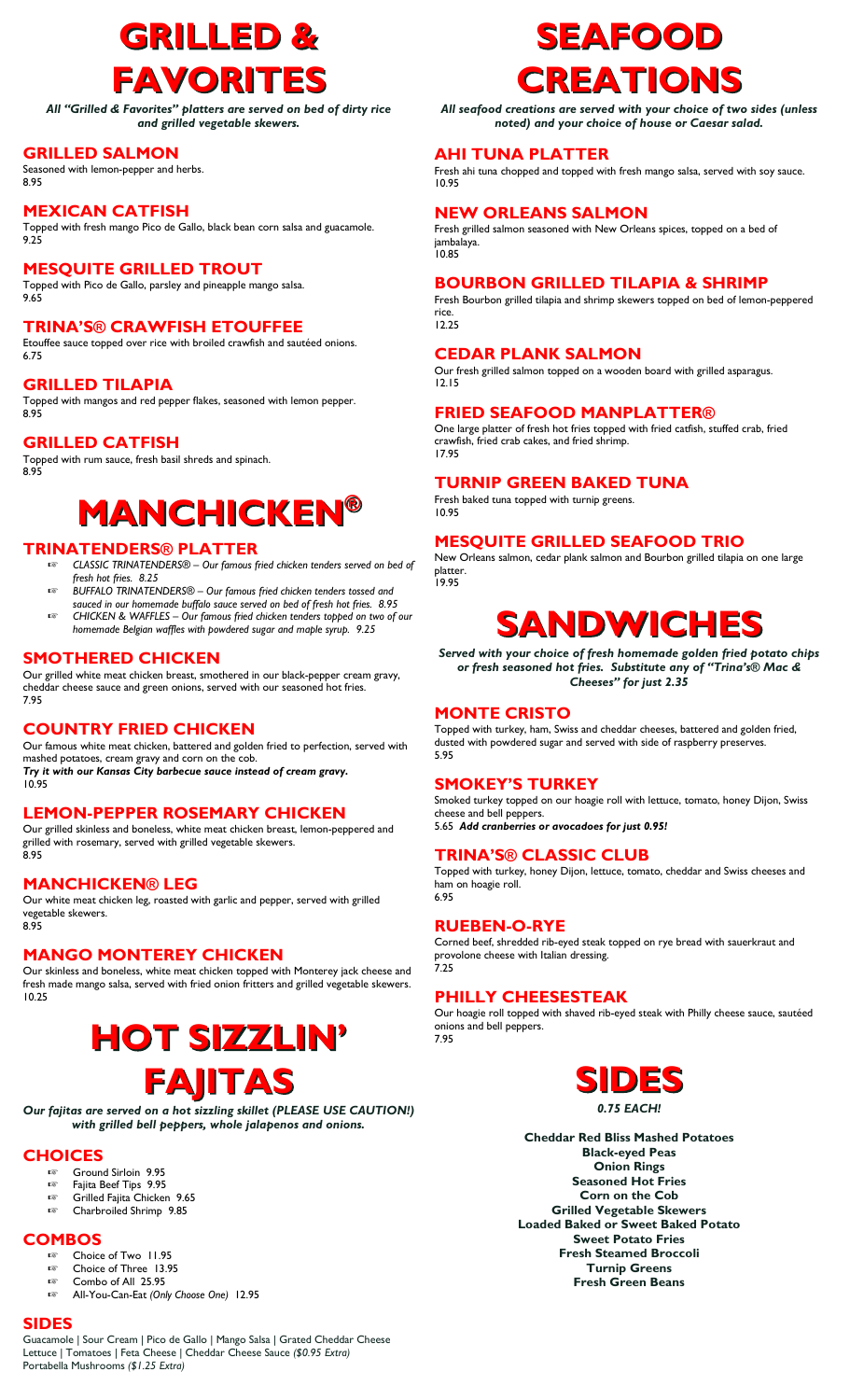# GRILLED & FAVORITES

*All "Grilled & Favorites" platters are served on bed of dirty rice and grilled vegetable skewers.*

## GRILLED SALMON

Seasoned with lemon-pepper and herbs.
8.95

## MEXICAN CATFISH

Topped with fresh mango Pico de Gallo, black bean corn salsa and guacamole.
9.25

## MESQUITE GRILLED TROUT

Topped with Pico de Gallo, parsley and pineapple mango salsa.
9.65

## TRINA'S® CRAWFISH ETOUFFEE

Etouffee sauce topped over rice with broiled crawfish and sautéed onions.
6.75

## GRILLED TILAPIA

Topped with mangos and red pepper flakes, seasoned with lemon pepper.
8.95

## GRILLED CATFISH

Topped with rum sauce, fresh basil shreds and spinach.
8.95

# MANCHICKEN®

## TRINATENDERS® PLATTER

- *CLASSIC TRINATENDERS® – Our famous fried chicken tenders served on bed of fresh hot fries. 8.25*
- *BUFFALO TRINATENDERS® – Our famous fried chicken tenders tossed and sauced in our homemade buffalo sauce served on bed of fresh hot fries. 8.95*
- *CHICKEN & WAFFLES – Our famous fried chicken tenders topped on two of our homemade Belgian waffles with powdered sugar and maple syrup. 9.25*

## SMOTHERED CHICKEN

Our grilled white meat chicken breast, smothered in our black-pepper cream gravy, cheddar cheese sauce and green onions, served with our seasoned hot fries.
7.95

## COUNTRY FRIED CHICKEN

Our famous white meat chicken, battered and golden fried to perfection, served with mashed potatoes, cream gravy and corn on the cob.
***Try it with our Kansas City barbecue sauce instead of cream gravy.***
10.95

## LEMON-PEPPER ROSEMARY CHICKEN

Our grilled skinless and boneless, white meat chicken breast, lemon-peppered and grilled with rosemary, served with grilled vegetable skewers.
8.95

## MANCHICKEN® LEG

Our white meat chicken leg, roasted with garlic and pepper, served with grilled vegetable skewers.
8.95

## MANGO MONTEREY CHICKEN

Our skinless and boneless, white meat chicken topped with Monterey jack cheese and fresh made mango salsa, served with fried onion fritters and grilled vegetable skewers.
10.25

# HOT SIZZLIN' FAJITAS

***Our fajitas are served on a hot sizzling skillet (PLEASE USE CAUTION!) with grilled bell peppers, whole jalapenos and onions.***

## CHOICES

- Ground Sirloin 9.95
- Fajita Beef Tips 9.95
- Grilled Fajita Chicken 9.65
- Charbroiled Shrimp 9.85

## COMBOS

- Choice of Two 11.95
- Choice of Three 13.95
- Combo of All 25.95
- All-You-Can-Eat *(Only Choose One)* 12.95

## SIDES

Guacamole | Sour Cream | Pico de Gallo | Mango Salsa | Grated Cheddar Cheese
Lettuce | Tomatoes | Feta Cheese | Cheddar Cheese Sauce *($0.95 Extra)*
Portabella Mushrooms *($1.25 Extra)*

# SEAFOOD CREATIONS

*All seafood creations are served with your choice of two sides (unless noted) and your choice of house or Caesar salad.*

## AHI TUNA PLATTER

Fresh ahi tuna chopped and topped with fresh mango salsa, served with soy sauce.
10.95

## NEW ORLEANS SALMON

Fresh grilled salmon seasoned with New Orleans spices, topped on a bed of jambalaya.
10.85

## BOURBON GRILLED TILAPIA & SHRIMP

Fresh Bourbon grilled tilapia and shrimp skewers topped on bed of lemon-peppered rice.
12.25

## CEDAR PLANK SALMON

Our fresh grilled salmon topped on a wooden board with grilled asparagus.
12.15

## FRIED SEAFOOD MANPLATTER®

One large platter of fresh hot fries topped with fried catfish, stuffed crab, fried crawfish, fried crab cakes, and fried shrimp.
17.95

## TURNIP GREEN BAKED TUNA

Fresh baked tuna topped with turnip greens.
10.95

## MESQUITE GRILLED SEAFOOD TRIO

New Orleans salmon, cedar plank salmon and Bourbon grilled tilapia on one large platter.
19.95

# SANDWICHES

***Served with your choice of fresh homemade golden fried potato chips or fresh seasoned hot fries. Substitute any of "Trina's® Mac & Cheeses" for just 2.35***

## MONTE CRISTO

Topped with turkey, ham, Swiss and cheddar cheeses, battered and golden fried, dusted with powdered sugar and served with side of raspberry preserves.
5.95

## SMOKEY'S TURKEY

Smoked turkey topped on our hoagie roll with lettuce, tomato, honey Dijon, Swiss cheese and bell peppers.
5.65 ***Add cranberries or avocadoes for just 0.95!***

## TRINA'S® CLASSIC CLUB

Topped with turkey, honey Dijon, lettuce, tomato, cheddar and Swiss cheeses and ham on hoagie roll.
6.95

## RUEBEN-O-RYE

Corned beef, shredded rib-eyed steak topped on rye bread with sauerkraut and provolone cheese with Italian dressing.
7.25

## PHILLY CHEESESTEAK

Our hoagie roll topped with shaved rib-eyed steak with Philly cheese sauce, sautéed onions and bell peppers.
7.95

# SIDES

***0.75 EACH!***

**Cheddar Red Bliss Mashed Potatoes**
**Black-eyed Peas**
**Onion Rings**
**Seasoned Hot Fries**
**Corn on the Cob**
**Grilled Vegetable Skewers**
**Loaded Baked or Sweet Baked Potato**
**Sweet Potato Fries**
**Fresh Steamed Broccoli**
**Turnip Greens**
**Fresh Green Beans**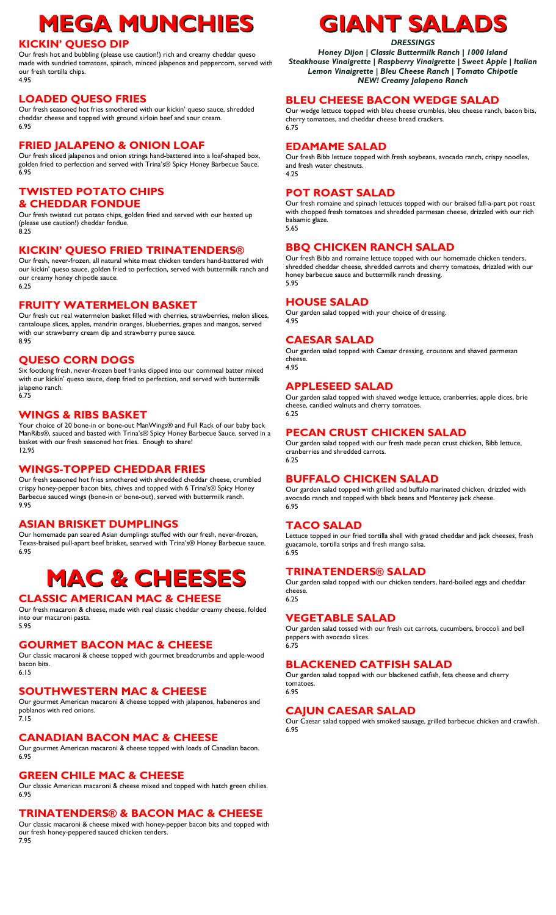# MEGA MUNCHIES

## KICKIN' QUESO DIP

Our fresh hot and bubbling (please use caution!) rich and creamy cheddar queso made with sundried tomatoes, spinach, minced jalapenos and peppercorn, served with our fresh tortilla chips.
4.95

## LOADED QUESO FRIES

Our fresh seasoned hot fries smothered with our kickin' queso sauce, shredded cheddar cheese and topped with ground sirloin beef and sour cream.
6.95

## FRIED JALAPENO & ONION LOAF

Our fresh sliced jalapenos and onion strings hand-battered into a loaf-shaped box, golden fried to perfection and served with Trina's® Spicy Honey Barbecue Sauce.
6.95

## TWISTED POTATO CHIPS & CHEDDAR FONDUE

Our fresh twisted cut potato chips, golden fried and served with our heated up (please use caution!) cheddar fondue.
8.25

## KICKIN' QUESO FRIED TRINATENDERS®

Our fresh, never-frozen, all natural white meat chicken tenders hand-battered with our kickin' queso sauce, golden fried to perfection, served with buttermilk ranch and our creamy honey chipotle sauce.
6.25

## FRUITY WATERMELON BASKET

Our fresh cut real watermelon basket filled with cherries, strawberries, melon slices, cantaloupe slices, apples, mandrin oranges, blueberries, grapes and mangos, served with our strawberry cream dip and strawberry puree sauce.
8.95

## QUESO CORN DOGS

Six footlong fresh, never-frozen beef franks dipped into our cornmeal batter mixed with our kickin' queso sauce, deep fried to perfection, and served with buttermilk jalapeno ranch.
6.75

## WINGS & RIBS BASKET

Your choice of 20 bone-in or bone-out ManWings® and Full Rack of our baby back ManRibs®, sauced and basted with Trina's® Spicy Honey Barbecue Sauce, served in a basket with our fresh seasoned hot fries. Enough to share!
12.95

## WINGS-TOPPED CHEDDAR FRIES

Our fresh seasoned hot fries smothered with shredded cheddar cheese, crumbled crispy honey-pepper bacon bits, chives and topped with 6 Trina's® Spicy Honey Barbecue sauced wings (bone-in or bone-out), served with buttermilk ranch.
9.95

## ASIAN BRISKET DUMPLINGS

Our homemade pan seared Asian dumplings stuffed with our fresh, never-frozen, Texas-braised pull-apart beef brisket, searved with Trina's® Honey Barbecue sauce.
6.95

# MAC & CHEESES

## CLASSIC AMERICAN MAC & CHEESE

Our fresh macaroni & cheese, made with real classic cheddar creamy cheese, folded into our macaroni pasta.
5.95

## GOURMET BACON MAC & CHEESE

Our classic macaroni & cheese topped with gourmet breadcrumbs and apple-wood bacon bits.
6.15

## SOUTHWESTERN MAC & CHEESE

Our gourmet American macaroni & cheese topped with jalapenos, habeneros and poblanos with red onions.
7.15

## CANADIAN BACON MAC & CHEESE

Our gourmet American macaroni & cheese topped with loads of Canadian bacon.
6.95

## GREEN CHILE MAC & CHEESE

Our classic American macaroni & cheese mixed and topped with hatch green chilies.
6.95

## TRINATENDERS® & BACON MAC & CHEESE

Our classic macaroni & cheese mixed with honey-pepper bacon bits and topped with our fresh honey-peppered sauced chicken tenders.
7.95

# GIANT SALADS

***DRESSINGS***

***Honey Dijon | Classic Buttermilk Ranch | 1000 Island***
***Steakhouse Vinaigrette | Raspberry Vinaigrette | Sweet Apple | Italian***
***Lemon Vinaigrette | Bleu Cheese Ranch | Tomato Chipotle***
***NEW! Creamy Jalapeno Ranch***

## BLEU CHEESE BACON WEDGE SALAD

Our wedge lettuce topped with bleu cheese crumbles, bleu cheese ranch, bacon bits, cherry tomatoes, and cheddar cheese bread crackers.
6.75

## EDAMAME SALAD

Our fresh Bibb lettuce topped with fresh soybeans, avocado ranch, crispy noodles, and fresh water chestnuts.
4.25

## POT ROAST SALAD

Our fresh romaine and spinach lettuces topped with our braised fall-a-part pot roast with chopped fresh tomatoes and shredded parmesan cheese, drizzled with our rich balsamic glaze.
5.65

## BBQ CHICKEN RANCH SALAD

Our fresh Bibb and romaine lettuce topped with our homemade chicken tenders, shredded cheddar cheese, shredded carrots and cherry tomatoes, drizzled with our honey barbecue sauce and buttermilk ranch dressing.
5.95

## HOUSE SALAD

Our garden salad topped with your choice of dressing.
4.95

## CAESAR SALAD

Our garden salad topped with Caesar dressing, croutons and shaved parmesan cheese.
4.95

## APPLESEED SALAD

Our garden salad topped with shaved wedge lettuce, cranberries, apple dices, brie cheese, candied walnuts and cherry tomatoes.
6.25

## PECAN CRUST CHICKEN SALAD

Our garden salad topped with our fresh made pecan crust chicken, Bibb lettuce, cranberries and shredded carrots.
6.25

## BUFFALO CHICKEN SALAD

Our garden salad topped with grilled and buffalo marinated chicken, drizzled with avocado ranch and topped with black beans and Monterey jack cheese.
6.95

## TACO SALAD

Lettuce topped in our fried tortilla shell with grated cheddar and jack cheeses, fresh guacamole, tortilla strips and fresh mango salsa.
6.95

## TRINATENDERS® SALAD

Our garden salad topped with our chicken tenders, hard-boiled eggs and cheddar cheese.
6.25

## VEGETABLE SALAD

Our garden salad tossed with our fresh cut carrots, cucumbers, broccoli and bell peppers with avocado slices.
6.75

## BLACKENED CATFISH SALAD

Our garden salad topped with our blackened catfish, feta cheese and cherry tomatoes.
6.95

## CAJUN CAESAR SALAD

Our Caesar salad topped with smoked sausage, grilled barbecue chicken and crawfish.
6.95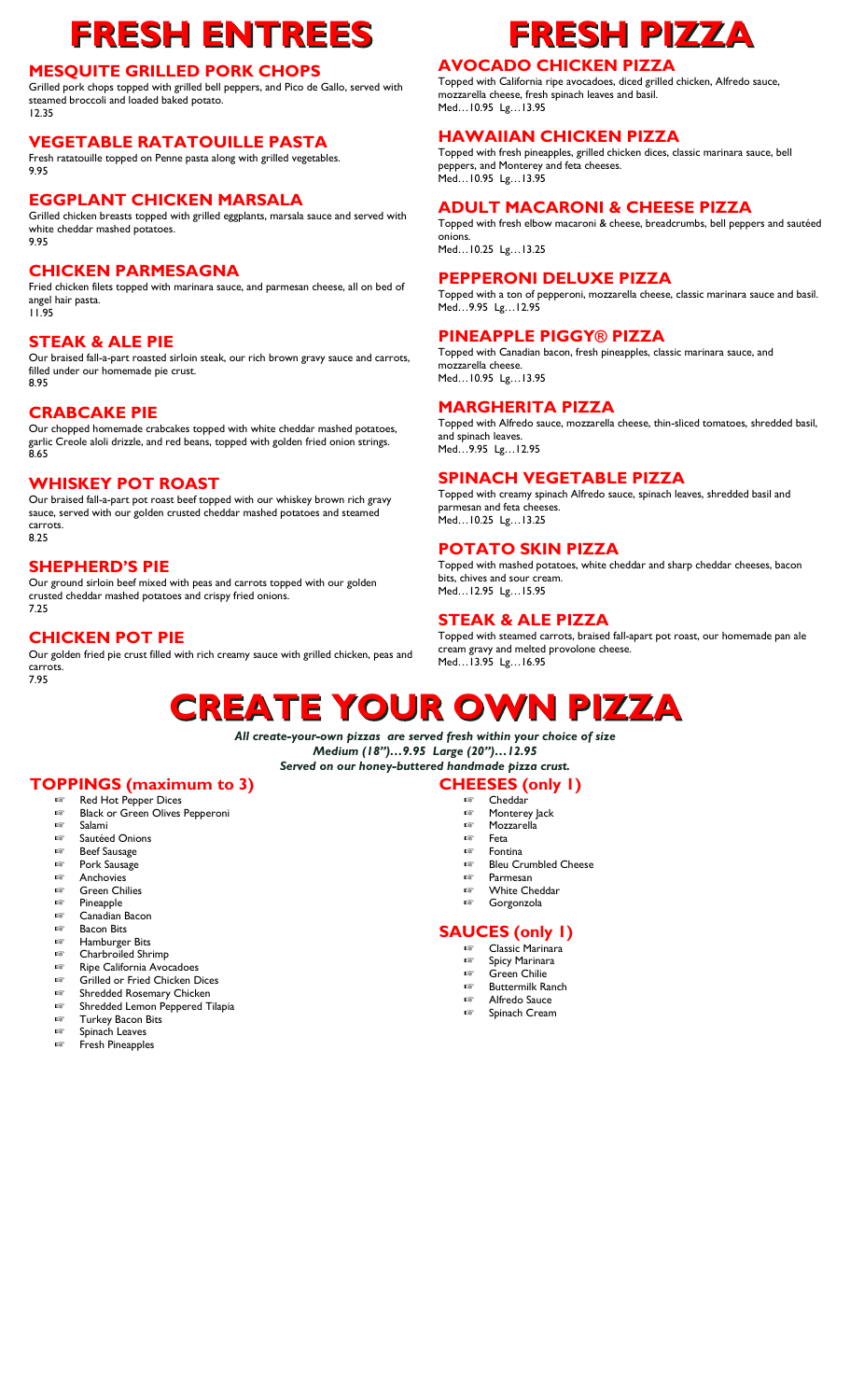# FRESH ENTREES

## MESQUITE GRILLED PORK CHOPS

Grilled pork chops topped with grilled bell peppers, and Pico de Gallo, served with steamed broccoli and loaded baked potato.
12.35

## VEGETABLE RATATOUILLE PASTA

Fresh ratatouille topped on Penne pasta along with grilled vegetables.
9.95

## EGGPLANT CHICKEN MARSALA

Grilled chicken breasts topped with grilled eggplants, marsala sauce and served with white cheddar mashed potatoes.
9.95

## CHICKEN PARMESAGNA

Fried chicken filets topped with marinara sauce, and parmesan cheese, all on bed of angel hair pasta.
11.95

## STEAK & ALE PIE

Our braised fall-a-part roasted sirloin steak, our rich brown gravy sauce and carrots, filled under our homemade pie crust.
8.95

## CRABCAKE PIE

Our chopped homemade crabcakes topped with white cheddar mashed potatoes, garlic Creole aloli drizzle, and red beans, topped with golden fried onion strings.
8.65

## WHISKEY POT ROAST

Our braised fall-a-part pot roast beef topped with our whiskey brown rich gravy sauce, served with our golden crusted cheddar mashed potatoes and steamed carrots.
8.25

## SHEPHERD'S PIE

Our ground sirloin beef mixed with peas and carrots topped with our golden crusted cheddar mashed potatoes and crispy fried onions.
7.25

## CHICKEN POT PIE

Our golden fried pie crust filled with rich creamy sauce with grilled chicken, peas and carrots.
7.95

# FRESH PIZZA

## AVOCADO CHICKEN PIZZA

Topped with California ripe avocadoes, diced grilled chicken, Alfredo sauce, mozzarella cheese, fresh spinach leaves and basil.
Med…10.95 Lg…13.95

## HAWAIIAN CHICKEN PIZZA

Topped with fresh pineapples, grilled chicken dices, classic marinara sauce, bell peppers, and Monterey and feta cheeses.
Med…10.95 Lg…13.95

## ADULT MACARONI & CHEESE PIZZA

Topped with fresh elbow macaroni & cheese, breadcrumbs, bell peppers and sautéed onions.
Med…10.25 Lg…13.25

## PEPPERONI DELUXE PIZZA

Topped with a ton of pepperoni, mozzarella cheese, classic marinara sauce and basil.
Med…9.95 Lg…12.95

## PINEAPPLE PIGGY® PIZZA

Topped with Canadian bacon, fresh pineapples, classic marinara sauce, and mozzarella cheese.
Med…10.95 Lg…13.95

## MARGHERITA PIZZA

Topped with Alfredo sauce, mozzarella cheese, thin-sliced tomatoes, shredded basil, and spinach leaves.
Med…9.95 Lg…12.95

## SPINACH VEGETABLE PIZZA

Topped with creamy spinach Alfredo sauce, spinach leaves, shredded basil and parmesan and feta cheeses.
Med…10.25 Lg…13.25

## POTATO SKIN PIZZA

Topped with mashed potatoes, white cheddar and sharp cheddar cheeses, bacon bits, chives and sour cream.
Med…12.95 Lg…15.95

## STEAK & ALE PIZZA

Topped with steamed carrots, braised fall-apart pot roast, our homemade pan ale cream gravy and melted provolone cheese.
Med…13.95 Lg…16.95

# CREATE YOUR OWN PIZZA

***All create-your-own pizzas are served fresh within your choice of size***
***Medium (18")…9.95 Large (20")…12.95***
***Served on our honey-buttered handmade pizza crust.***

## TOPPINGS (maximum to 3)

- Red Hot Pepper Dices
- Black or Green Olives Pepperoni
- Salami
- Sautéed Onions
- Beef Sausage
- Pork Sausage
- Anchovies
- Green Chilies
- Pineapple
- Canadian Bacon
- Bacon Bits
- Hamburger Bits
- Charbroiled Shrimp
- Ripe California Avocadoes
- Grilled or Fried Chicken Dices
- Shredded Rosemary Chicken
- Shredded Lemon Peppered Tilapia
- Turkey Bacon Bits
- Spinach Leaves
- Fresh Pineapples

## CHEESES (only 1)

- Cheddar
- Monterey Jack
- Mozzarella
- Feta
- Fontina
- Bleu Crumbled Cheese
- Parmesan
- White Cheddar
- Gorgonzola

## SAUCES (only 1)

- Classic Marinara
- Spicy Marinara
- Green Chilie
- Buttermilk Ranch
- Alfredo Sauce
- Spinach Cream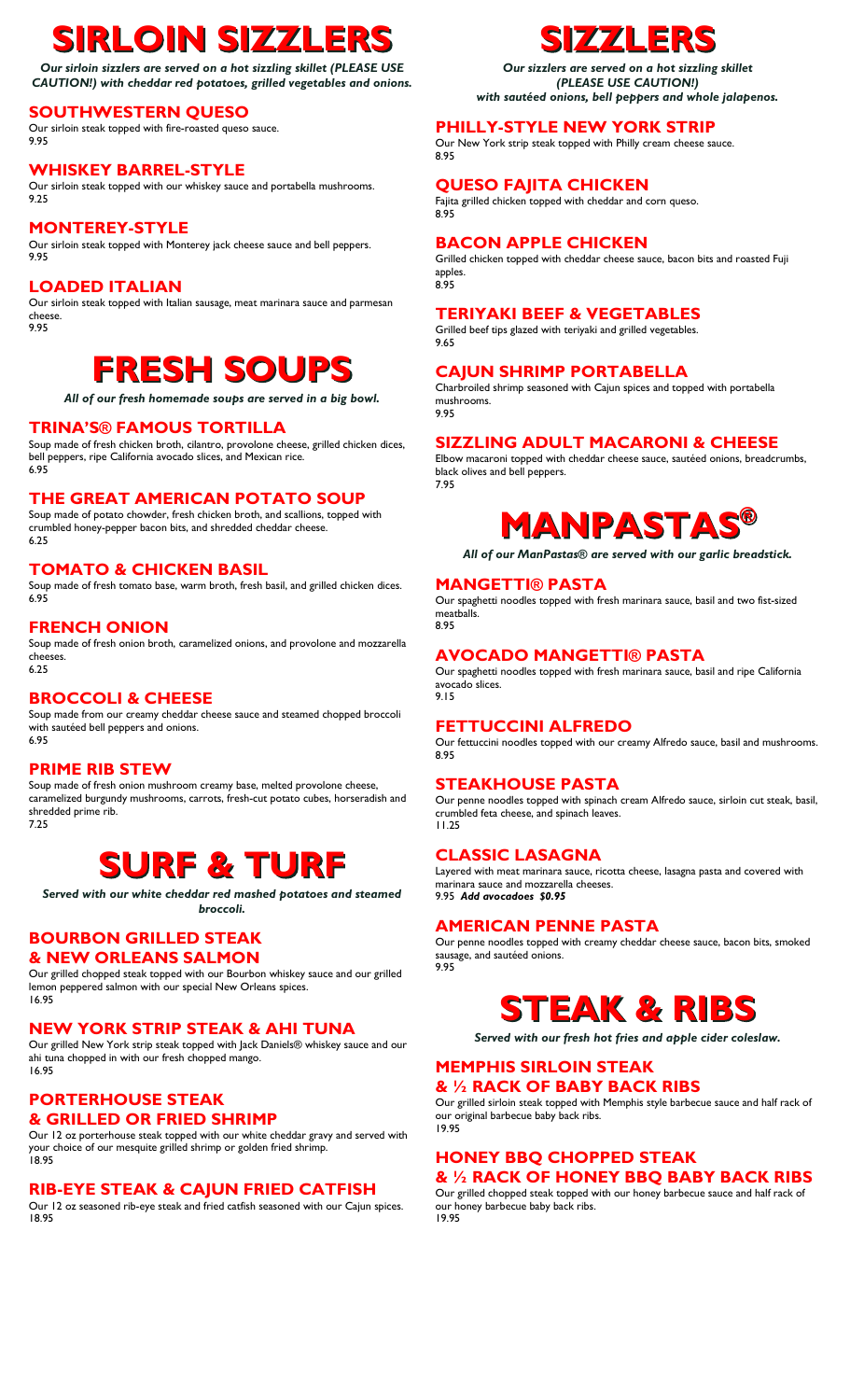# SIRLOIN SIZZLERS

*Our sirloin sizzlers are served on a hot sizzling skillet (PLEASE USE CAUTION!) with cheddar red potatoes, grilled vegetables and onions.*

## SOUTHWESTERN QUESO

Our sirloin steak topped with fire-roasted queso sauce.
9.95

## WHISKEY BARREL-STYLE

Our sirloin steak topped with our whiskey sauce and portabella mushrooms.
9.25

## MONTEREY-STYLE

Our sirloin steak topped with Monterey jack cheese sauce and bell peppers.
9.95

## LOADED ITALIAN

Our sirloin steak topped with Italian sausage, meat marinara sauce and parmesan cheese.
9.95

# FRESH SOUPS

*All of our fresh homemade soups are served in a big bowl.*

## TRINA'S® FAMOUS TORTILLA

Soup made of fresh chicken broth, cilantro, provolone cheese, grilled chicken dices, bell peppers, ripe California avocado slices, and Mexican rice.
6.95

## THE GREAT AMERICAN POTATO SOUP

Soup made of potato chowder, fresh chicken broth, and scallions, topped with crumbled honey-pepper bacon bits, and shredded cheddar cheese.
6.25

## TOMATO & CHICKEN BASIL

Soup made of fresh tomato base, warm broth, fresh basil, and grilled chicken dices.
6.95

## FRENCH ONION

Soup made of fresh onion broth, caramelized onions, and provolone and mozzarella cheeses.
6.25

## BROCCOLI & CHEESE

Soup made from our creamy cheddar cheese sauce and steamed chopped broccoli with sautéed bell peppers and onions.
6.95

## PRIME RIB STEW

Soup made of fresh onion mushroom creamy base, melted provolone cheese, caramelized burgundy mushrooms, carrots, fresh-cut potato cubes, horseradish and shredded prime rib.
7.25

# SURF & TURF

*Served with our white cheddar red mashed potatoes and steamed broccoli.*

## BOURBON GRILLED STEAK & NEW ORLEANS SALMON

Our grilled chopped steak topped with our Bourbon whiskey sauce and our grilled lemon peppered salmon with our special New Orleans spices.
16.95

## NEW YORK STRIP STEAK & AHI TUNA

Our grilled New York strip steak topped with Jack Daniels® whiskey sauce and our ahi tuna chopped in with our fresh chopped mango.
16.95

## PORTERHOUSE STEAK & GRILLED OR FRIED SHRIMP

Our 12 oz porterhouse steak topped with our white cheddar gravy and served with your choice of our mesquite grilled shrimp or golden fried shrimp.
18.95

## RIB-EYE STEAK & CAJUN FRIED CATFISH

Our 12 oz seasoned rib-eye steak and fried catfish seasoned with our Cajun spices.
18.95

# SIZZLERS

*Our sizzlers are served on a hot sizzling skillet (PLEASE USE CAUTION!) with sautéed onions, bell peppers and whole jalapenos.*

## PHILLY-STYLE NEW YORK STRIP

Our New York strip steak topped with Philly cream cheese sauce.
8.95

## QUESO FAJITA CHICKEN

Fajita grilled chicken topped with cheddar and corn queso.
8.95

## BACON APPLE CHICKEN

Grilled chicken topped with cheddar cheese sauce, bacon bits and roasted Fuji apples.
8.95

## TERIYAKI BEEF & VEGETABLES

Grilled beef tips glazed with teriyaki and grilled vegetables.
9.65

## CAJUN SHRIMP PORTABELLA

Charbroiled shrimp seasoned with Cajun spices and topped with portabella mushrooms.
9.95

## SIZZLING ADULT MACARONI & CHEESE

Elbow macaroni topped with cheddar cheese sauce, sautéed onions, breadcrumbs, black olives and bell peppers.
7.95

# MANPASTAS®

*All of our ManPastas® are served with our garlic breadstick.*

## MANGETTI® PASTA

Our spaghetti noodles topped with fresh marinara sauce, basil and two fist-sized meatballs.
8.95

## AVOCADO MANGETTI® PASTA

Our spaghetti noodles topped with fresh marinara sauce, basil and ripe California avocado slices.
9.15

## FETTUCCINI ALFREDO

Our fettuccini noodles topped with our creamy Alfredo sauce, basil and mushrooms.
8.95

## STEAKHOUSE PASTA

Our penne noodles topped with spinach cream Alfredo sauce, sirloin cut steak, basil, crumbled feta cheese, and spinach leaves.
11.25

## CLASSIC LASAGNA

Layered with meat marinara sauce, ricotta cheese, lasagna pasta and covered with marinara sauce and mozzarella cheeses.
9.95 ***Add avocadoes $0.95***

## AMERICAN PENNE PASTA

Our penne noodles topped with creamy cheddar cheese sauce, bacon bits, smoked sausage, and sautéed onions.
9.95

# STEAK & RIBS

*Served with our fresh hot fries and apple cider coleslaw.*

## MEMPHIS SIRLOIN STEAK & ½ RACK OF BABY BACK RIBS

Our grilled sirloin steak topped with Memphis style barbecue sauce and half rack of our original barbecue baby back ribs.
19.95

## HONEY BBQ CHOPPED STEAK & ½ RACK OF HONEY BBQ BABY BACK RIBS

Our grilled chopped steak topped with our honey barbecue sauce and half rack of our honey barbecue baby back ribs.
19.95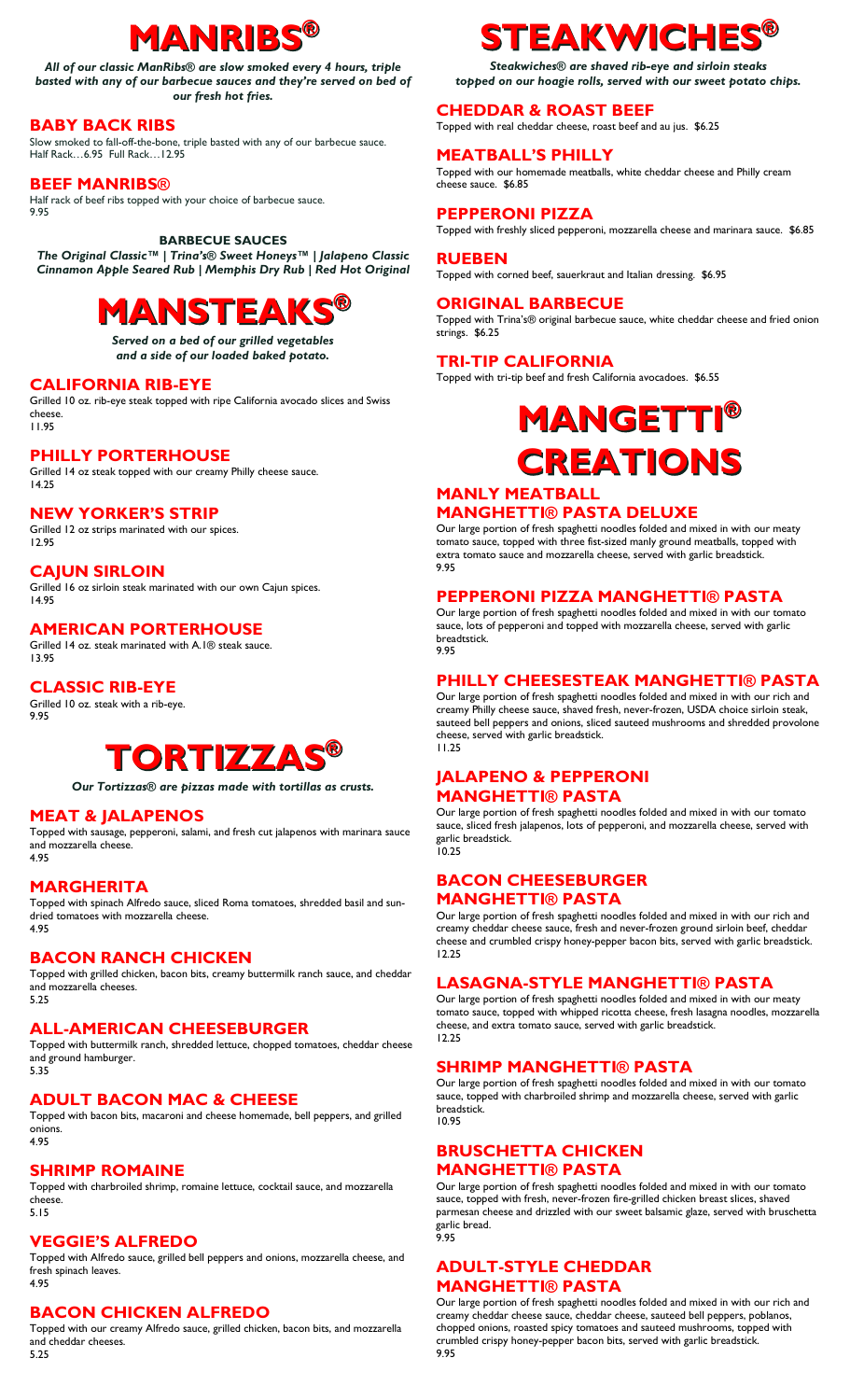# MANRIBS®

***All of our classic ManRibs® are slow smoked every 4 hours, triple basted with any of our barbecue sauces and they're served on bed of our fresh hot fries.***

## BABY BACK RIBS

Slow smoked to fall-off-the-bone, triple basted with any of our barbecue sauce.
Half Rack…6.95 Full Rack…12.95

## BEEF MANRIBS®

Half rack of beef ribs topped with your choice of barbecue sauce.
9.95

### BARBECUE SAUCES

***The Original Classic™ | Trina's® Sweet Honeys™ | Jalapeno Classic Cinnamon Apple Seared Rub | Memphis Dry Rub | Red Hot Original***

# MANSTEAKS®

***Served on a bed of our grilled vegetables and a side of our loaded baked potato.***

## CALIFORNIA RIB-EYE

Grilled 10 oz. rib-eye steak topped with ripe California avocado slices and Swiss cheese.
11.95

## PHILLY PORTERHOUSE

Grilled 14 oz steak topped with our creamy Philly cheese sauce.
14.25

## NEW YORKER'S STRIP

Grilled 12 oz strips marinated with our spices.
12.95

## CAJUN SIRLOIN

Grilled 16 oz sirloin steak marinated with our own Cajun spices.
14.95

## AMERICAN PORTERHOUSE

Grilled 14 oz. steak marinated with A.1® steak sauce.
13.95

## CLASSIC RIB-EYE

Grilled 10 oz. steak with a rib-eye.
9.95

# TORTIZZAS®

***Our Tortizzas® are pizzas made with tortillas as crusts.***

## MEAT & JALAPENOS

Topped with sausage, pepperoni, salami, and fresh cut jalapenos with marinara sauce and mozzarella cheese.
4.95

## MARGHERITA

Topped with spinach Alfredo sauce, sliced Roma tomatoes, shredded basil and sun-dried tomatoes with mozzarella cheese.
4.95

## BACON RANCH CHICKEN

Topped with grilled chicken, bacon bits, creamy buttermilk ranch sauce, and cheddar and mozzarella cheeses.
5.25

## ALL-AMERICAN CHEESEBURGER

Topped with buttermilk ranch, shredded lettuce, chopped tomatoes, cheddar cheese and ground hamburger.
5.35

## ADULT BACON MAC & CHEESE

Topped with bacon bits, macaroni and cheese homemade, bell peppers, and grilled onions.
4.95

## SHRIMP ROMAINE

Topped with charbroiled shrimp, romaine lettuce, cocktail sauce, and mozzarella cheese.
5.15

## VEGGIE'S ALFREDO

Topped with Alfredo sauce, grilled bell peppers and onions, mozzarella cheese, and fresh spinach leaves.
4.95

## BACON CHICKEN ALFREDO

Topped with our creamy Alfredo sauce, grilled chicken, bacon bits, and mozzarella and cheddar cheeses.
5.25

# STEAKWICHES®

***Steakwiches® are shaved rib-eye and sirloin steaks topped on our hoagie rolls, served with our sweet potato chips.***

## CHEDDAR & ROAST BEEF

Topped with real cheddar cheese, roast beef and au jus. $6.25

## MEATBALL'S PHILLY

Topped with our homemade meatballs, white cheddar cheese and Philly cream cheese sauce. $6.85

## PEPPERONI PIZZA

Topped with freshly sliced pepperoni, mozzarella cheese and marinara sauce. $6.85

## RUEBEN

Topped with corned beef, sauerkraut and Italian dressing. $6.95

## ORIGINAL BARBECUE

Topped with Trina's® original barbecue sauce, white cheddar cheese and fried onion strings. $6.25

## TRI-TIP CALIFORNIA

Topped with tri-tip beef and fresh California avocadoes. $6.55

# MANGETTI® CREATIONS

## MANLY MEATBALL MANGHETTI® PASTA DELUXE

Our large portion of fresh spaghetti noodles folded and mixed in with our meaty tomato sauce, topped with three fist-sized manly ground meatballs, topped with extra tomato sauce and mozzarella cheese, served with garlic breadstick.
9.95

## PEPPERONI PIZZA MANGHETTI® PASTA

Our large portion of fresh spaghetti noodles folded and mixed in with our tomato sauce, lots of pepperoni and topped with mozzarella cheese, served with garlic breadtstick.
9.95

## PHILLY CHEESESTEAK MANGHETTI® PASTA

Our large portion of fresh spaghetti noodles folded and mixed in with our rich and creamy Philly cheese sauce, shaved fresh, never-frozen, USDA choice sirloin steak, sauteed bell peppers and onions, sliced sauteed mushrooms and shredded provolone cheese, served with garlic breadstick.
11.25

## JALAPENO & PEPPERONI MANGHETTI® PASTA

Our large portion of fresh spaghetti noodles folded and mixed in with our tomato sauce, sliced fresh jalapenos, lots of pepperoni, and mozzarella cheese, served with garlic breadstick.
10.25

## BACON CHEESEBURGER MANGHETTI® PASTA

Our large portion of fresh spaghetti noodles folded and mixed in with our rich and creamy cheddar cheese sauce, fresh and never-frozen ground sirloin beef, cheddar cheese and crumbled crispy honey-pepper bacon bits, served with garlic breadstick.
12.25

## LASAGNA-STYLE MANGHETTI® PASTA

Our large portion of fresh spaghetti noodles folded and mixed in with our meaty tomato sauce, topped with whipped ricotta cheese, fresh lasagna noodles, mozzarella cheese, and extra tomato sauce, served with garlic breadstick.
12.25

## SHRIMP MANGHETTI® PASTA

Our large portion of fresh spaghetti noodles folded and mixed in with our tomato sauce, topped with charbroiled shrimp and mozzarella cheese, served with garlic breadstick.
10.95

## BRUSCHETTA CHICKEN MANGHETTI® PASTA

Our large portion of fresh spaghetti noodles folded and mixed in with our tomato sauce, topped with fresh, never-frozen fire-grilled chicken breast slices, shaved parmesan cheese and drizzled with our sweet balsamic glaze, served with bruschetta garlic bread.
9.95

## ADULT-STYLE CHEDDAR MANGHETTI® PASTA

Our large portion of fresh spaghetti noodles folded and mixed in with our rich and creamy cheddar cheese sauce, cheddar cheese, sauteed bell peppers, poblanos, chopped onions, roasted spicy tomatoes and sauteed mushrooms, topped with crumbled crispy honey-pepper bacon bits, served with garlic breadstick.
9.95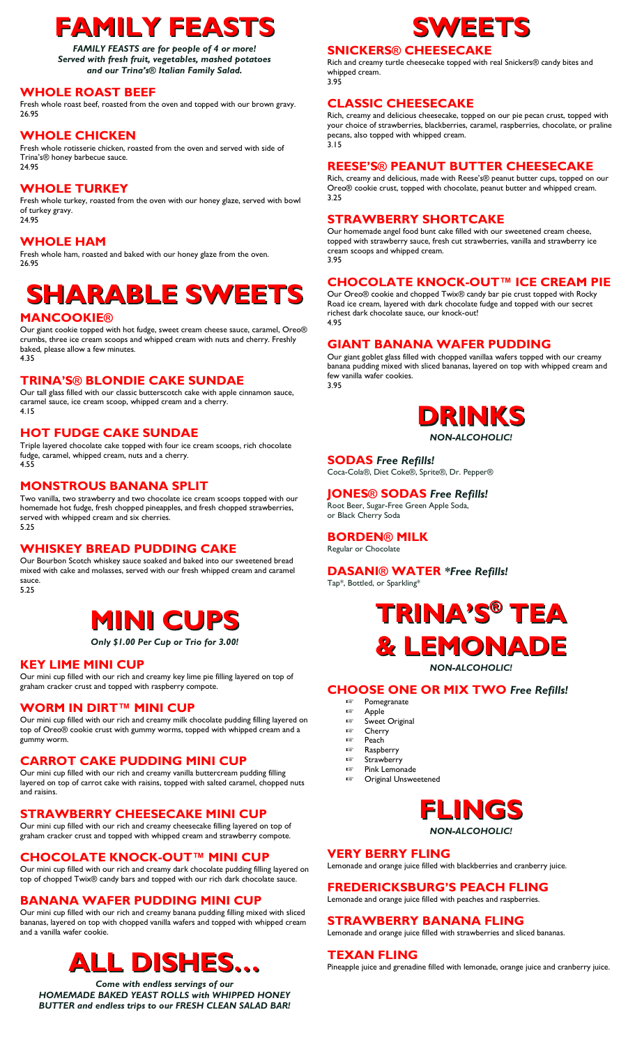# FAMILY FEASTS

***FAMILY FEASTS are for people of 4 or more! Served with fresh fruit, vegetables, mashed potatoes and our Trina's® Italian Family Salad.***

## WHOLE ROAST BEEF

Fresh whole roast beef, roasted from the oven and topped with our brown gravy.
26.95

## WHOLE CHICKEN

Fresh whole rotisserie chicken, roasted from the oven and served with side of Trina's® honey barbecue sauce.
24.95

## WHOLE TURKEY

Fresh whole turkey, roasted from the oven with our honey glaze, served with bowl of turkey gravy.
24.95

## WHOLE HAM

Fresh whole ham, roasted and baked with our honey glaze from the oven.
26.95

# SHARABLE SWEETS

## MANCOOKIE®

Our giant cookie topped with hot fudge, sweet cream cheese sauce, caramel, Oreo® crumbs, three ice cream scoops and whipped cream with nuts and cherry. Freshly baked, please allow a few minutes.
4.35

## TRINA'S® BLONDIE CAKE SUNDAE

Our tall glass filled with our classic butterscotch cake with apple cinnamon sauce, caramel sauce, ice cream scoop, whipped cream and a cherry.
4.15

## HOT FUDGE CAKE SUNDAE

Triple layered chocolate cake topped with four ice cream scoops, rich chocolate fudge, caramel, whipped cream, nuts and a cherry.
4.55

## MONSTROUS BANANA SPLIT

Two vanilla, two strawberry and two chocolate ice cream scoops topped with our homemade hot fudge, fresh chopped pineapples, and fresh chopped strawberries, served with whipped cream and six cherries.
5.25

## WHISKEY BREAD PUDDING CAKE

Our Bourbon Scotch whiskey sauce soaked and baked into our sweetened bread mixed with cake and molasses, served with our fresh whipped cream and caramel sauce.
5.25

# MINI CUPS

***Only $1.00 Per Cup or Trio for 3.00!***

## KEY LIME MINI CUP

Our mini cup filled with our rich and creamy key lime pie filling layered on top of graham cracker crust and topped with raspberry compote.

## WORM IN DIRT™ MINI CUP

Our mini cup filled with our rich and creamy milk chocolate pudding filling layered on top of Oreo® cookie crust with gummy worms, topped with whipped cream and a gummy worm.

## CARROT CAKE PUDDING MINI CUP

Our mini cup filled with our rich and creamy vanilla buttercream pudding filling layered on top of carrot cake with raisins, topped with salted caramel, chopped nuts and raisins.

## STRAWBERRY CHEESECAKE MINI CUP

Our mini cup filled with our rich and creamy cheesecake filling layered on top of graham cracker crust and topped with whipped cream and strawberry compote.

## CHOCOLATE KNOCK-OUT™ MINI CUP

Our mini cup filled with our rich and creamy dark chocolate pudding filling layered on top of chopped Twix® candy bars and topped with our rich dark chocolate sauce.

## BANANA WAFER PUDDING MINI CUP

Our mini cup filled with our rich and creamy banana pudding filling mixed with sliced bananas, layered on top with chopped vanilla wafers and topped with whipped cream and a vanilla wafer cookie.

# ALL DISHES...

***Come with endless servings of our HOMEMADE BAKED YEAST ROLLS with WHIPPED HONEY BUTTER and endless trips to our FRESH CLEAN SALAD BAR!***

# SWEETS

## SNICKERS® CHEESECAKE

Rich and creamy turtle cheesecake topped with real Snickers® candy bites and whipped cream.
3.95

## CLASSIC CHEESECAKE

Rich, creamy and delicious cheesecake, topped on our pie pecan crust, topped with your choice of strawberries, blackberries, caramel, raspberries, chocolate, or praline pecans, also topped with whipped cream.
3.15

## REESE'S® PEANUT BUTTER CHEESECAKE

Rich, creamy and delicious, made with Reese's® peanut butter cups, topped on our Oreo® cookie crust, topped with chocolate, peanut butter and whipped cream.
3.25

## STRAWBERRY SHORTCAKE

Our homemade angel food bunt cake filled with our sweetened cream cheese, topped with strawberry sauce, fresh cut strawberries, vanilla and strawberry ice cream scoops and whipped cream.
3.95

## CHOCOLATE KNOCK-OUT™ ICE CREAM PIE

Our Oreo® cookie and chopped Twix® candy bar pie crust topped with Rocky Road ice cream, layered with dark chocolate fudge and topped with our secret richest dark chocolate sauce, our knock-out!
4.95

## GIANT BANANA WAFER PUDDING

Our giant goblet glass filled with chopped vanillaa wafers topped with our creamy banana pudding mixed with sliced bananas, layered on top with whipped cream and few vanilla wafer cookies.
3.95

# DRINKS

***NON-ALCOHOLIC!***

## SODAS *Free Refills!*

Coca-Cola®, Diet Coke®, Sprite®, Dr. Pepper®

## JONES® SODAS *Free Refills!*

Root Beer, Sugar-Free Green Apple Soda, or Black Cherry Soda

## BORDEN® MILK

Regular or Chocolate

## DASANI® WATER *\*Free Refills!*

Tap\*, Bottled, or Sparkling\*

# TRINA'S® TEA & LEMONADE

***NON-ALCOHOLIC!***

## CHOOSE ONE OR MIX TWO *Free Refills!*

- Pomegranate
- Apple
- Sweet Original
- Cherry
- Peach
- Raspberry
- Strawberry
- Pink Lemonade
- Original Unsweetened

# FLINGS

***NON-ALCOHOLIC!***

## VERY BERRY FLING

Lemonade and orange juice filled with blackberries and cranberry juice.

## FREDERICKSBURG'S PEACH FLING

Lemonade and orange juice filled with peaches and raspberries.

## STRAWBERRY BANANA FLING

Lemonade and orange juice filled with strawberries and sliced bananas.

## TEXAN FLING

Pineapple juice and grenadine filled with lemonade, orange juice and cranberry juice.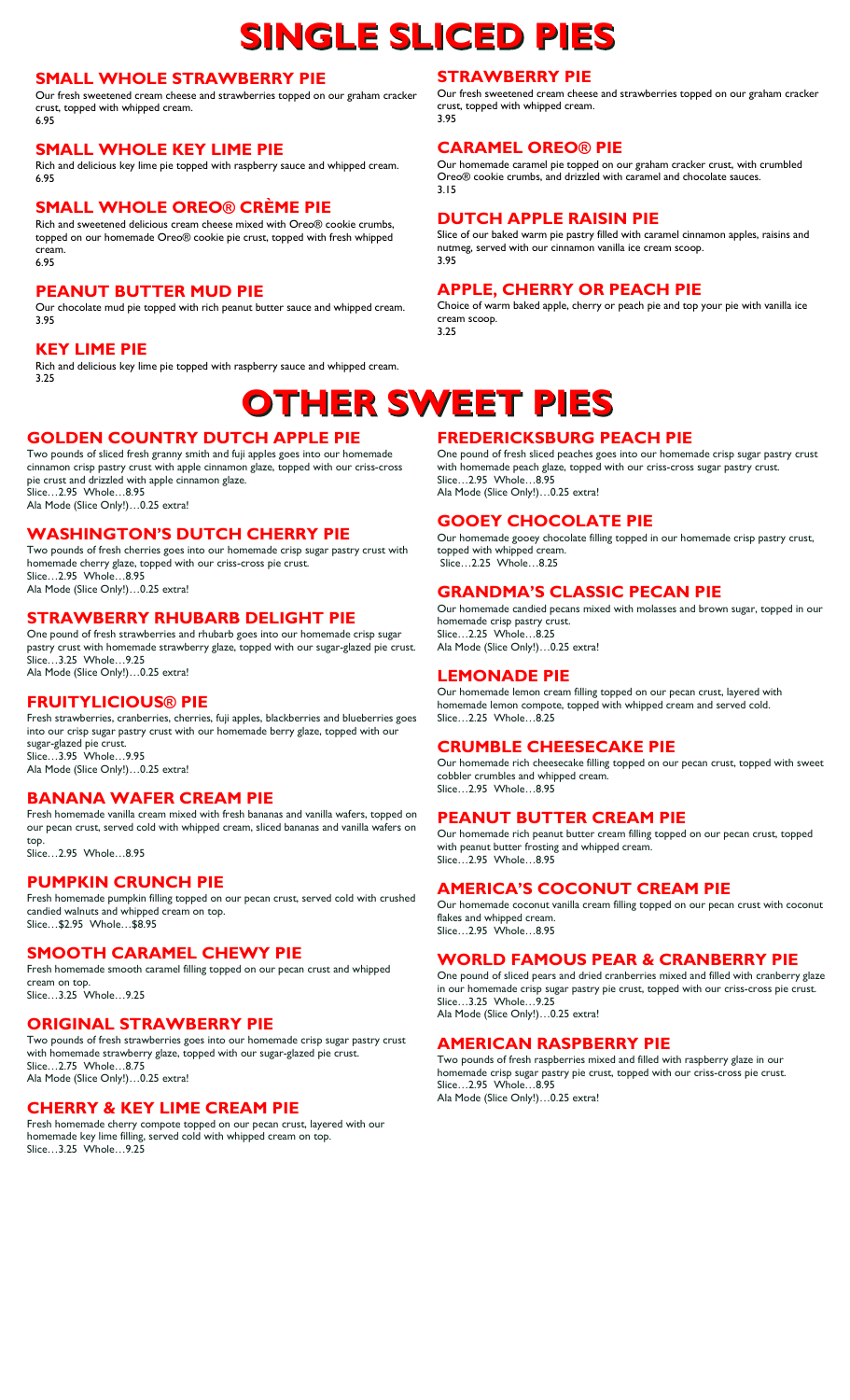# SINGLE SLICED PIES

## SMALL WHOLE STRAWBERRY PIE

Our fresh sweetened cream cheese and strawberries topped on our graham cracker crust, topped with whipped cream.
6.95

## SMALL WHOLE KEY LIME PIE

Rich and delicious key lime pie topped with raspberry sauce and whipped cream.
6.95

## SMALL WHOLE OREO® CRÈME PIE

Rich and sweetened delicious cream cheese mixed with Oreo® cookie crumbs, topped on our homemade Oreo® cookie pie crust, topped with fresh whipped cream.
6.95

## PEANUT BUTTER MUD PIE

Our chocolate mud pie topped with rich peanut butter sauce and whipped cream.
3.95

## KEY LIME PIE

Rich and delicious key lime pie topped with raspberry sauce and whipped cream.
3.25

## STRAWBERRY PIE

Our fresh sweetened cream cheese and strawberries topped on our graham cracker crust, topped with whipped cream.
3.95

## CARAMEL OREO® PIE

Our homemade caramel pie topped on our graham cracker crust, with crumbled Oreo® cookie crumbs, and drizzled with caramel and chocolate sauces.
3.15

## DUTCH APPLE RAISIN PIE

Slice of our baked warm pie pastry filled with caramel cinnamon apples, raisins and nutmeg, served with our cinnamon vanilla ice cream scoop.
3.95

## APPLE, CHERRY OR PEACH PIE

Choice of warm baked apple, cherry or peach pie and top your pie with vanilla ice cream scoop.
3.25

# OTHER SWEET PIES

## GOLDEN COUNTRY DUTCH APPLE PIE

Two pounds of sliced fresh granny smith and fuji apples goes into our homemade cinnamon crisp pastry crust with apple cinnamon glaze, topped with our criss-cross pie crust and drizzled with apple cinnamon glaze.
Slice…2.95 Whole…8.95
Ala Mode (Slice Only!)…0.25 extra!

## WASHINGTON'S DUTCH CHERRY PIE

Two pounds of fresh cherries goes into our homemade crisp sugar pastry crust with homemade cherry glaze, topped with our criss-cross pie crust.
Slice…2.95 Whole…8.95
Ala Mode (Slice Only!)…0.25 extra!

## STRAWBERRY RHUBARB DELIGHT PIE

One pound of fresh strawberries and rhubarb goes into our homemade crisp sugar pastry crust with homemade strawberry glaze, topped with our sugar-glazed pie crust.
Slice…3.25 Whole…9.25
Ala Mode (Slice Only!)…0.25 extra!

## FRUITYLICIOUS® PIE

Fresh strawberries, cranberries, cherries, fuji apples, blackberries and blueberries goes into our crisp sugar pastry crust with our homemade berry glaze, topped with our sugar-glazed pie crust.
Slice…3.95 Whole…9.95
Ala Mode (Slice Only!)…0.25 extra!

## BANANA WAFER CREAM PIE

Fresh homemade vanilla cream mixed with fresh bananas and vanilla wafers, topped on our pecan crust, served cold with whipped cream, sliced bananas and vanilla wafers on top.
Slice…2.95 Whole…8.95

## PUMPKIN CRUNCH PIE

Fresh homemade pumpkin filling topped on our pecan crust, served cold with crushed candied walnuts and whipped cream on top.
Slice…$2.95 Whole…$8.95

## SMOOTH CARAMEL CHEWY PIE

Fresh homemade smooth caramel filling topped on our pecan crust and whipped cream on top.
Slice…3.25 Whole…9.25

## ORIGINAL STRAWBERRY PIE

Two pounds of fresh strawberries goes into our homemade crisp sugar pastry crust with homemade strawberry glaze, topped with our sugar-glazed pie crust.
Slice…2.75 Whole…8.75
Ala Mode (Slice Only!)…0.25 extra!

## CHERRY & KEY LIME CREAM PIE

Fresh homemade cherry compote topped on our pecan crust, layered with our homemade key lime filling, served cold with whipped cream on top.
Slice…3.25 Whole…9.25

## FREDERICKSBURG PEACH PIE

One pound of fresh sliced peaches goes into our homemade crisp sugar pastry crust with homemade peach glaze, topped with our criss-cross sugar pastry crust.
Slice…2.95 Whole…8.95
Ala Mode (Slice Only!)…0.25 extra!

## GOOEY CHOCOLATE PIE

Our homemade gooey chocolate filling topped in our homemade crisp pastry crust, topped with whipped cream.
Slice…2.25 Whole…8.25

## GRANDMA'S CLASSIC PECAN PIE

Our homemade candied pecans mixed with molasses and brown sugar, topped in our homemade crisp pastry crust.
Slice…2.25 Whole…8.25
Ala Mode (Slice Only!)…0.25 extra!

## LEMONADE PIE

Our homemade lemon cream filling topped on our pecan crust, layered with homemade lemon compote, topped with whipped cream and served cold.
Slice…2.25 Whole…8.25

## CRUMBLE CHEESECAKE PIE

Our homemade rich cheesecake filling topped on our pecan crust, topped with sweet cobbler crumbles and whipped cream.
Slice…2.95 Whole…8.95

## PEANUT BUTTER CREAM PIE

Our homemade rich peanut butter cream filling topped on our pecan crust, topped with peanut butter frosting and whipped cream.
Slice…2.95 Whole…8.95

## AMERICA'S COCONUT CREAM PIE

Our homemade coconut vanilla cream filling topped on our pecan crust with coconut flakes and whipped cream.
Slice…2.95 Whole…8.95

## WORLD FAMOUS PEAR & CRANBERRY PIE

One pound of sliced pears and dried cranberries mixed and filled with cranberry glaze in our homemade crisp sugar pastry pie crust, topped with our criss-cross pie crust.
Slice…3.25 Whole…9.25
Ala Mode (Slice Only!)…0.25 extra!

## AMERICAN RASPBERRY PIE

Two pounds of fresh raspberries mixed and filled with raspberry glaze in our homemade crisp sugar pastry pie crust, topped with our criss-cross pie crust.
Slice…2.95 Whole…8.95
Ala Mode (Slice Only!)…0.25 extra!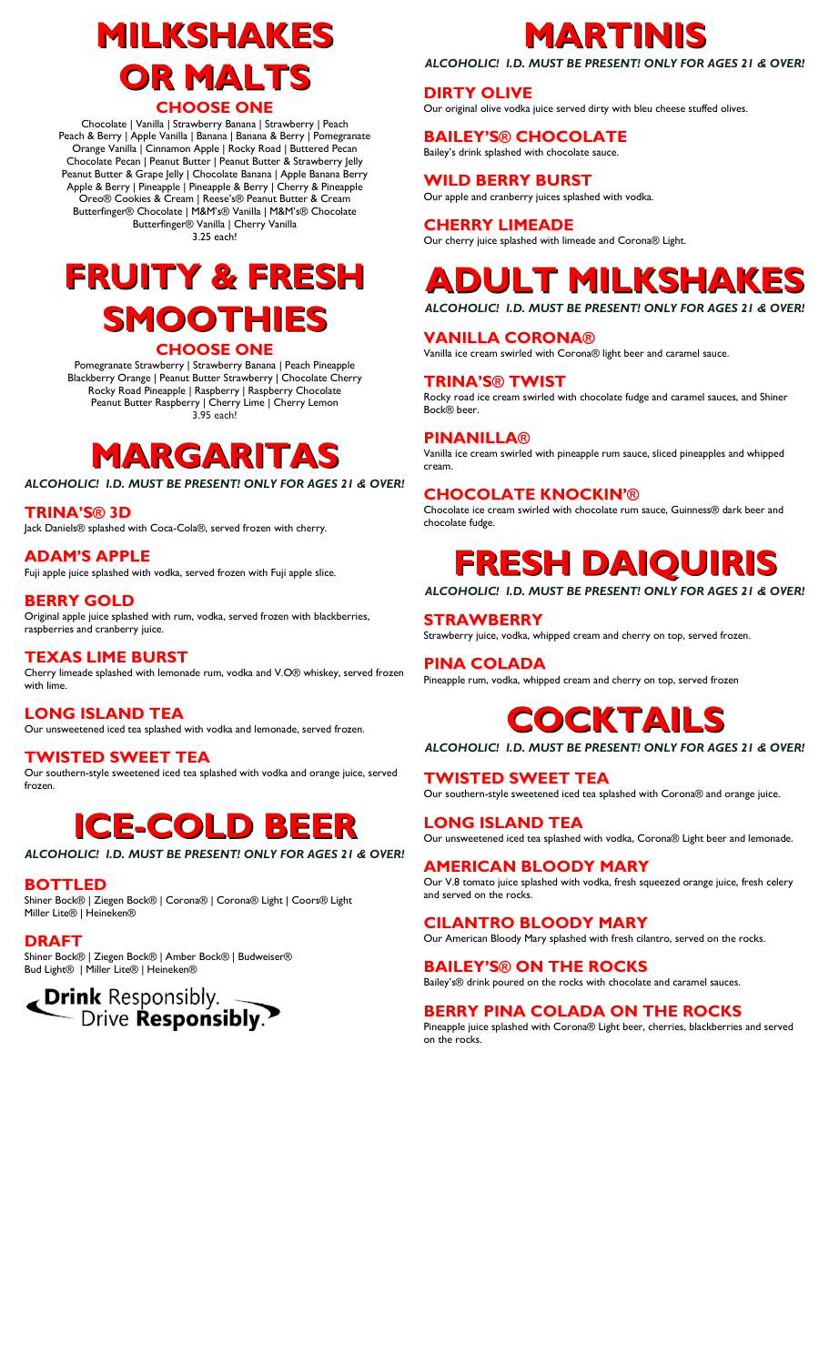# MILKSHAKES OR MALTS

## CHOOSE ONE

Chocolate | Vanilla | Strawberry Banana | Strawberry | Peach
Peach & Berry | Apple Vanilla | Banana | Banana & Berry | Pomegranate
Orange Vanilla | Cinnamon Apple | Rocky Road | Buttered Pecan
Chocolate Pecan | Peanut Butter | Peanut Butter & Strawberry Jelly
Peanut Butter & Grape Jelly | Chocolate Banana | Apple Banana Berry
Apple & Berry | Pineapple | Pineapple & Berry | Cherry & Pineapple
Oreo® Cookies & Cream | Reese's® Peanut Butter & Cream
Butterfinger® Chocolate | M&M's® Vanilla | M&M's® Chocolate
Butterfinger® Vanilla | Cherry Vanilla
3.25 each!

# FRUITY & FRESH SMOOTHIES

## CHOOSE ONE

Pomegranate Strawberry | Strawberry Banana | Peach Pineapple
Blackberry Orange | Peanut Butter Strawberry | Chocolate Cherry
Rocky Road Pineapple | Raspberry | Raspberry Chocolate
Peanut Butter Raspberry | Cherry Lime | Cherry Lemon
3.95 each!

# MARGARITAS

***ALCOHOLIC! I.D. MUST BE PRESENT! ONLY FOR AGES 21 & OVER!***

## TRINA'S® 3D

Jack Daniels® splashed with Coca-Cola®, served frozen with cherry.

## ADAM'S APPLE

Fuji apple juice splashed with vodka, served frozen with Fuji apple slice.

## BERRY GOLD

Original apple juice splashed with rum, vodka, served frozen with blackberries, raspberries and cranberry juice.

## TEXAS LIME BURST

Cherry limeade splashed with lemonade rum, vodka and V.O® whiskey, served frozen with lime.

## LONG ISLAND TEA

Our unsweetened iced tea splashed with vodka and lemonade, served frozen.

## TWISTED SWEET TEA

Our southern-style sweetened iced tea splashed with vodka and orange juice, served frozen.

# ICE-COLD BEER

***ALCOHOLIC! I.D. MUST BE PRESENT! ONLY FOR AGES 21 & OVER!***

## BOTTLED

Shiner Bock® | Ziegen Bock® | Corona® | Corona® Light | Coors® Light
Miller Lite® | Heineken®

## DRAFT

Shiner Bock® | Ziegen Bock® | Amber Bock® | Budweiser®
Bud Light® | Miller Lite® | Heineken®

**Drink** Responsibly. Drive **Responsibly**.

# MARTINIS

***ALCOHOLIC! I.D. MUST BE PRESENT! ONLY FOR AGES 21 & OVER!***

## DIRTY OLIVE

Our original olive vodka juice served dirty with bleu cheese stuffed olives.

## BAILEY'S® CHOCOLATE

Bailey's drink splashed with chocolate sauce.

## WILD BERRY BURST

Our apple and cranberry juices splashed with vodka.

## CHERRY LIMEADE

Our cherry juice splashed with limeade and Corona® Light.

# ADULT MILKSHAKES

***ALCOHOLIC! I.D. MUST BE PRESENT! ONLY FOR AGES 21 & OVER!***

## VANILLA CORONA®

Vanilla ice cream swirled with Corona® light beer and caramel sauce.

## TRINA'S® TWIST

Rocky road ice cream swirled with chocolate fudge and caramel sauces, and Shiner Bock® beer.

## PINANILLA®

Vanilla ice cream swirled with pineapple rum sauce, sliced pineapples and whipped cream.

## CHOCOLATE KNOCKIN'®

Chocolate ice cream swirled with chocolate rum sauce, Guinness® dark beer and chocolate fudge.

# FRESH DAIQUIRIS

***ALCOHOLIC! I.D. MUST BE PRESENT! ONLY FOR AGES 21 & OVER!***

## STRAWBERRY

Strawberry juice, vodka, whipped cream and cherry on top, served frozen.

## PINA COLADA

Pineapple rum, vodka, whipped cream and cherry on top, served frozen

# COCKTAILS

***ALCOHOLIC! I.D. MUST BE PRESENT! ONLY FOR AGES 21 & OVER!***

## TWISTED SWEET TEA

Our southern-style sweetened iced tea splashed with Corona® and orange juice.

## LONG ISLAND TEA

Our unsweetened iced tea splashed with vodka, Corona® Light beer and lemonade.

## AMERICAN BLOODY MARY

Our V.8 tomato juice splashed with vodka, fresh squeezed orange juice, fresh celery and served on the rocks.

## CILANTRO BLOODY MARY

Our American Bloody Mary splashed with fresh cilantro, served on the rocks.

## BAILEY'S® ON THE ROCKS

Bailey's® drink poured on the rocks with chocolate and caramel sauces.

## BERRY PINA COLADA ON THE ROCKS

Pineapple juice splashed with Corona® Light beer, cherries, blackberries and served on the rocks.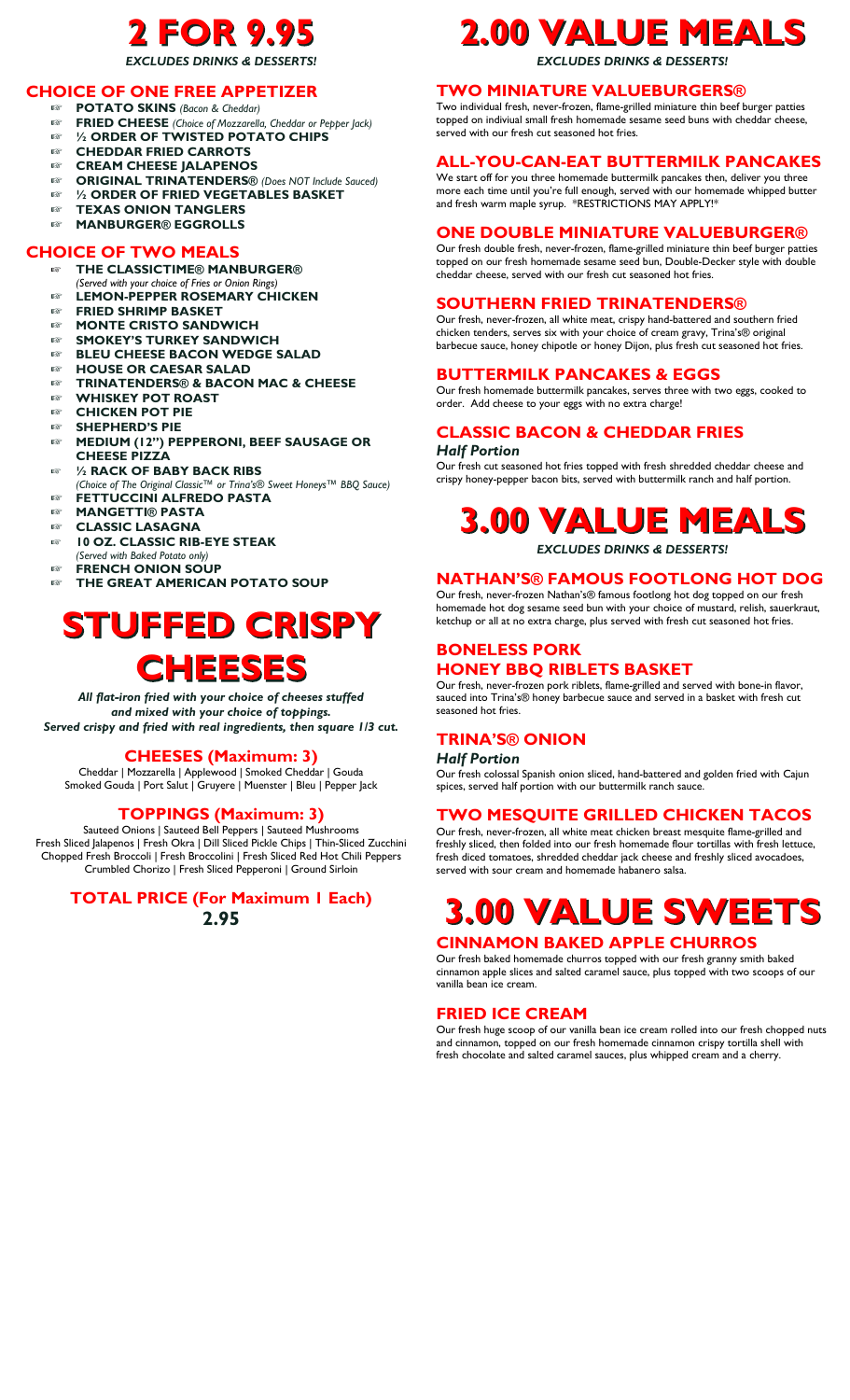# 2 FOR 9.95

*EXCLUDES DRINKS & DESSERTS!*

## CHOICE OF ONE FREE APPETIZER

- **POTATO SKINS** *(Bacon & Cheddar)*
- **FRIED CHEESE** *(Choice of Mozzarella, Cheddar or Pepper Jack)*
- **½ ORDER OF TWISTED POTATO CHIPS**
- **CHEDDAR FRIED CARROTS**
- **CREAM CHEESE JALAPENOS**
- **ORIGINAL TRINATENDERS®** *(Does NOT Include Sauced)*
- **½ ORDER OF FRIED VEGETABLES BASKET**
- **TEXAS ONION TANGLERS**
- **MANBURGER® EGGROLLS**

## CHOICE OF TWO MEALS

- **THE CLASSICTIME® MANBURGER®** *(Served with your choice of Fries or Onion Rings)*
- **LEMON-PEPPER ROSEMARY CHICKEN**
- **FRIED SHRIMP BASKET**
- **MONTE CRISTO SANDWICH**
- **SMOKEY'S TURKEY SANDWICH**
- **BLEU CHEESE BACON WEDGE SALAD**
- **HOUSE OR CAESAR SALAD**
- **TRINATENDERS® & BACON MAC & CHEESE**
- **WHISKEY POT ROAST**
- **CHICKEN POT PIE**
- **SHEPHERD'S PIE**
- **MEDIUM (12") PEPPERONI, BEEF SAUSAGE OR CHEESE PIZZA**
- **½ RACK OF BABY BACK RIBS** *(Choice of The Original Classic™ or Trina's® Sweet Honeys™ BBQ Sauce)*
- **FETTUCCINI ALFREDO PASTA**
- **MANGETTI® PASTA**
- **CLASSIC LASAGNA**
- **10 OZ. CLASSIC RIB-EYE STEAK** *(Served with Baked Potato only)*
- **FRENCH ONION SOUP**
- **THE GREAT AMERICAN POTATO SOUP**

# STUFFED CRISPY CHEESES

*All flat-iron fried with your choice of cheeses stuffed and mixed with your choice of toppings. Served crispy and fried with real ingredients, then square 1/3 cut.*

## CHEESES (Maximum: 3)

Cheddar | Mozzarella | Applewood | Smoked Cheddar | Gouda
Smoked Gouda | Port Salut | Gruyere | Muenster | Bleu | Pepper Jack

## TOPPINGS (Maximum: 3)

Sauteed Onions | Sauteed Bell Peppers | Sauteed Mushrooms
Fresh Sliced Jalapenos | Fresh Okra | Dill Sliced Pickle Chips | Thin-Sliced Zucchini
Chopped Fresh Broccoli | Fresh Broccolini | Fresh Sliced Red Hot Chili Peppers
Crumbled Chorizo | Fresh Sliced Pepperoni | Ground Sirloin

## TOTAL PRICE (For Maximum 1 Each)

**2.95**

# 2.00 VALUE MEALS

*EXCLUDES DRINKS & DESSERTS!*

## TWO MINIATURE VALUEBURGERS®

Two individual fresh, never-frozen, flame-grilled miniature thin beef burger patties topped on indiviual small fresh homemade sesame seed buns with cheddar cheese, served with our fresh cut seasoned hot fries.

## ALL-YOU-CAN-EAT BUTTERMILK PANCAKES

We start off for you three homemade buttermilk pancakes then, deliver you three more each time until you're full enough, served with our homemade whipped butter and fresh warm maple syrup. *RESTRICTIONS MAY APPLY!*

## ONE DOUBLE MINIATURE VALUEBURGER®

Our fresh double fresh, never-frozen, flame-grilled miniature thin beef burger patties topped on our fresh homemade sesame seed bun, Double-Decker style with double cheddar cheese, served with our fresh cut seasoned hot fries.

## SOUTHERN FRIED TRINATENDERS®

Our fresh, never-frozen, all white meat, crispy hand-battered and southern fried chicken tenders, serves six with your choice of cream gravy, Trina's® original barbecue sauce, honey chipotle or honey Dijon, plus fresh cut seasoned hot fries.

## BUTTERMILK PANCAKES & EGGS

Our fresh homemade buttermilk pancakes, serves three with two eggs, cooked to order. Add cheese to your eggs with no extra charge!

## CLASSIC BACON & CHEDDAR FRIES

### *Half Portion*

Our fresh cut seasoned hot fries topped with fresh shredded cheddar cheese and crispy honey-pepper bacon bits, served with buttermilk ranch and half portion.

# 3.00 VALUE MEALS

*EXCLUDES DRINKS & DESSERTS!*

## NATHAN'S® FAMOUS FOOTLONG HOT DOG

Our fresh, never-frozen Nathan's® famous footlong hot dog topped on our fresh homemade hot dog sesame seed bun with your choice of mustard, relish, sauerkraut, ketchup or all at no extra charge, plus served with fresh cut seasoned hot fries.

## BONELESS PORK HONEY BBQ RIBLETS BASKET

Our fresh, never-frozen pork riblets, flame-grilled and served with bone-in flavor, sauced into Trina's® honey barbecue sauce and served in a basket with fresh cut seasoned hot fries.

## TRINA'S® ONION

### *Half Portion*

Our fresh colossal Spanish onion sliced, hand-battered and golden fried with Cajun spices, served half portion with our buttermilk ranch sauce.

## TWO MESQUITE GRILLED CHICKEN TACOS

Our fresh, never-frozen, all white meat chicken breast mesquite flame-grilled and freshly sliced, then folded into our fresh homemade flour tortillas with fresh lettuce, fresh diced tomatoes, shredded cheddar jack cheese and freshly sliced avocadoes, served with sour cream and homemade habanero salsa.

# 3.00 VALUE SWEETS

## CINNAMON BAKED APPLE CHURROS

Our fresh baked homemade churros topped with our fresh granny smith baked cinnamon apple slices and salted caramel sauce, plus topped with two scoops of our vanilla bean ice cream.

## FRIED ICE CREAM

Our fresh huge scoop of our vanilla bean ice cream rolled into our fresh chopped nuts and cinnamon, topped on our fresh homemade cinnamon crispy tortilla shell with fresh chocolate and salted caramel sauces, plus whipped cream and a cherry.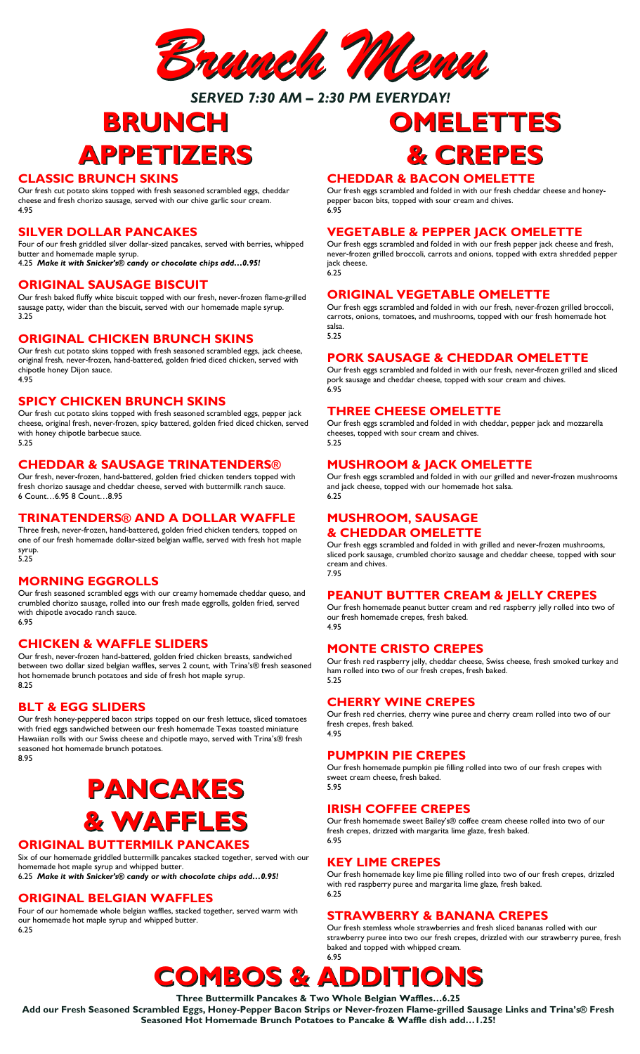# Brunch Menu

***SERVED 7:30 AM – 2:30 PM EVERYDAY!***

## BRUNCH APPETIZERS

### CLASSIC BRUNCH SKINS

Our fresh cut potato skins topped with fresh seasoned scrambled eggs, cheddar cheese and fresh chorizo sausage, served with our chive garlic sour cream.
4.95

### SILVER DOLLAR PANCAKES

Four of our fresh griddled silver dollar-sized pancakes, served with berries, whipped butter and homemade maple syrup.
4.25 ***Make it with Snicker's® candy or chocolate chips add…0.95!***

### ORIGINAL SAUSAGE BISCUIT

Our fresh baked fluffy white biscuit topped with our fresh, never-frozen flame-grilled sausage patty, wider than the biscuit, served with our homemade maple syrup.
3.25

### ORIGINAL CHICKEN BRUNCH SKINS

Our fresh cut potato skins topped with fresh seasoned scrambled eggs, jack cheese, original fresh, never-frozen, hand-battered, golden fried diced chicken, served with chipotle honey Dijon sauce.
4.95

### SPICY CHICKEN BRUNCH SKINS

Our fresh cut potato skins topped with fresh seasoned scrambled eggs, pepper jack cheese, original fresh, never-frozen, spicy battered, golden fried diced chicken, served with honey chipotle barbecue sauce.
5.25

### CHEDDAR & SAUSAGE TRINATENDERS®

Our fresh, never-frozen, hand-battered, golden fried chicken tenders topped with fresh chorizo sausage and cheddar cheese, served with buttermilk ranch sauce.
6 Count…6.95 8 Count…8.95

### TRINATENDERS® AND A DOLLAR WAFFLE

Three fresh, never-frozen, hand-battered, golden fried chicken tenders, topped on one of our fresh homemade dollar-sized belgian waffle, served with fresh hot maple syrup.
5.25

### MORNING EGGROLLS

Our fresh seasoned scrambled eggs with our creamy homemade cheddar queso, and crumbled chorizo sausage, rolled into our fresh made eggrolls, golden fried, served with chipotle avocado ranch sauce.
6.95

### CHICKEN & WAFFLE SLIDERS

Our fresh, never-frozen hand-battered, golden fried chicken breasts, sandwiched between two dollar sized belgian waffles, serves 2 count, with Trina's® fresh seasoned hot homemade brunch potatoes and side of fresh hot maple syrup.
8.25

### BLT & EGG SLIDERS

Our fresh honey-peppered bacon strips topped on our fresh lettuce, sliced tomatoes with fried eggs sandwiched between our fresh homemade Texas toasted miniature Hawaiian rolls with our Swiss cheese and chipotle mayo, served with Trina's® fresh seasoned hot homemade brunch potatoes.
8.95

## PANCAKES & WAFFLES

### ORIGINAL BUTTERMILK PANCAKES

Six of our homemade griddled buttermilk pancakes stacked together, served with our homemade hot maple syrup and whipped butter.
6.25 ***Make it with Snicker's® candy or with chocolate chips add…0.95!***

### ORIGINAL BELGIAN WAFFLES

Four of our homemade whole belgian waffles, stacked together, served warm with our homemade hot maple syrup and whipped butter.
6.25

## OMELETTES & CREPES

### CHEDDAR & BACON OMELETTE

Our fresh eggs scrambled and folded in with our fresh cheddar cheese and honey-pepper bacon bits, topped with sour cream and chives.
6.95

### VEGETABLE & PEPPER JACK OMELETTE

Our fresh eggs scrambled and folded in with our fresh pepper jack cheese and fresh, never-frozen grilled broccoli, carrots and onions, topped with extra shredded pepper jack cheese.
6.25

### ORIGINAL VEGETABLE OMELETTE

Our fresh eggs scrambled and folded in with our fresh, never-frozen grilled broccoli, carrots, onions, tomatoes, and mushrooms, topped with our fresh homemade hot salsa.
5.25

### PORK SAUSAGE & CHEDDAR OMELETTE

Our fresh eggs scrambled and folded in with our fresh, never-frozen grilled and sliced pork sausage and cheddar cheese, topped with sour cream and chives.
6.95

### THREE CHEESE OMELETTE

Our fresh eggs scrambled and folded in with cheddar, pepper jack and mozzarella cheeses, topped with sour cream and chives.
5.25

### MUSHROOM & JACK OMELETTE

Our fresh eggs scrambled and folded in with our grilled and never-frozen mushrooms and jack cheese, topped with our homemade hot salsa.
6.25

### MUSHROOM, SAUSAGE & CHEDDAR OMELETTE

Our fresh eggs scrambled and folded in with grilled and never-frozen mushrooms, sliced pork sausage, crumbled chorizo sausage and cheddar cheese, topped with sour cream and chives.
7.95

### PEANUT BUTTER CREAM & JELLY CREPES

Our fresh homemade peanut butter cream and red raspberry jelly rolled into two of our fresh homemade crepes, fresh baked.
4.95

### MONTE CRISTO CREPES

Our fresh red raspberry jelly, cheddar cheese, Swiss cheese, fresh smoked turkey and ham rolled into two of our fresh crepes, fresh baked.
5.25

### CHERRY WINE CREPES

Our fresh red cherries, cherry wine puree and cherry cream rolled into two of our fresh crepes, fresh baked.
4.95

### PUMPKIN PIE CREPES

Our fresh homemade pumpkin pie filling rolled into two of our fresh crepes with sweet cream cheese, fresh baked.
5.95

### IRISH COFFEE CREPES

Our fresh homemade sweet Bailey's® coffee cream cheese rolled into two of our fresh crepes, drizzed with margarita lime glaze, fresh baked.
6.95

### KEY LIME CREPES

Our fresh homemade key lime pie filling rolled into two of our fresh crepes, drizzled with red raspberry puree and margarita lime glaze, fresh baked.
6.25

### STRAWBERRY & BANANA CREPES

Our fresh stemless whole strawberries and fresh sliced bananas rolled with our strawberry puree into two our fresh crepes, drizzled with our strawberry puree, fresh baked and topped with whipped cream.
6.95

## COMBOS & ADDITIONS

**Three Buttermilk Pancakes & Two Whole Belgian Waffles…6.25**

**Add our Fresh Seasoned Scrambled Eggs, Honey-Pepper Bacon Strips or Never-frozen Flame-grilled Sausage Links and Trina's® Fresh Seasoned Hot Homemade Brunch Potatoes to Pancake & Waffle dish add…1.25!**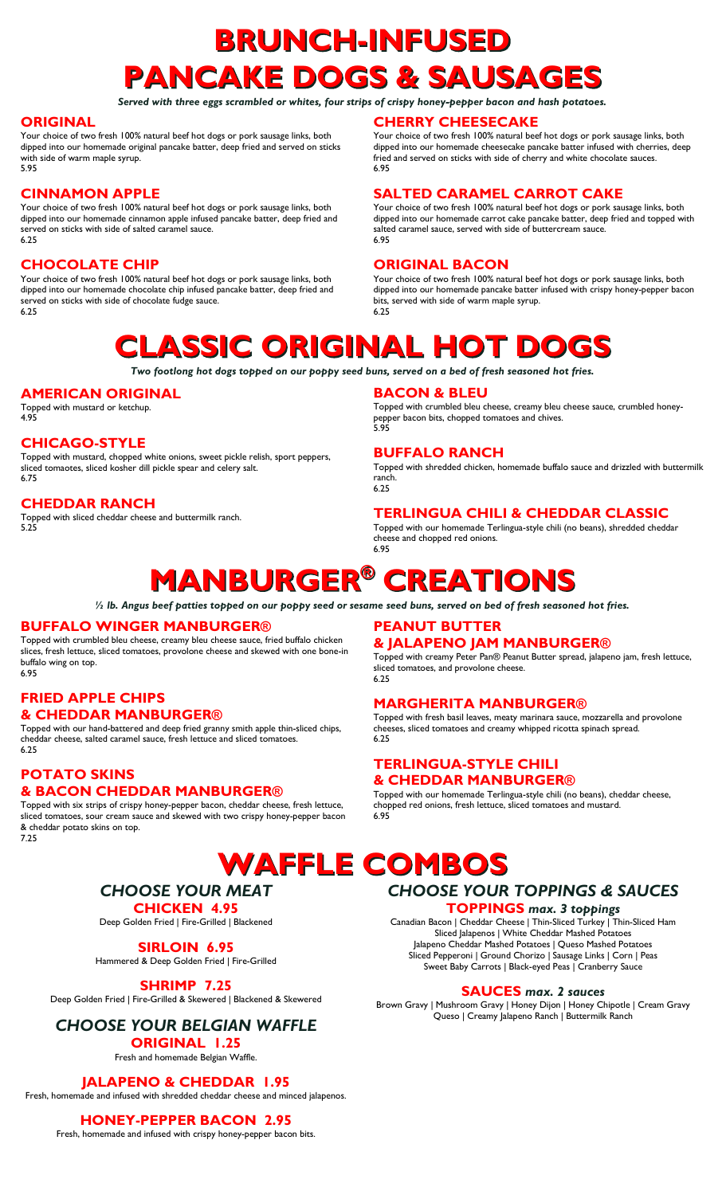# BRUNCH-INFUSED PANCAKE DOGS & SAUSAGES

*Served with three eggs scrambled or whites, four strips of crispy honey-pepper bacon and hash potatoes.*

## ORIGINAL

Your choice of two fresh 100% natural beef hot dogs or pork sausage links, both dipped into our homemade original pancake batter, deep fried and served on sticks with side of warm maple syrup.
5.95

## CINNAMON APPLE

Your choice of two fresh 100% natural beef hot dogs or pork sausage links, both dipped into our homemade cinnamon apple infused pancake batter, deep fried and served on sticks with side of salted caramel sauce.
6.25

## CHOCOLATE CHIP

Your choice of two fresh 100% natural beef hot dogs or pork sausage links, both dipped into our homemade chocolate chip infused pancake batter, deep fried and served on sticks with side of chocolate fudge sauce.
6.25

## CHERRY CHEESECAKE

Your choice of two fresh 100% natural beef hot dogs or pork sausage links, both dipped into our homemade cheesecake pancake batter infused with cherries, deep fried and served on sticks with side of cherry and white chocolate sauces.
6.95

## SALTED CARAMEL CARROT CAKE

Your choice of two fresh 100% natural beef hot dogs or pork sausage links, both dipped into our homemade carrot cake pancake batter, deep fried and topped with salted caramel sauce, served with side of buttercream sauce.
6.95

## ORIGINAL BACON

Your choice of two fresh 100% natural beef hot dogs or pork sausage links, both dipped into our homemade pancake batter infused with crispy honey-pepper bacon bits, served with side of warm maple syrup.
6.25

# CLASSIC ORIGINAL HOT DOGS

*Two footlong hot dogs topped on our poppy seed buns, served on a bed of fresh seasoned hot fries.*

## AMERICAN ORIGINAL

Topped with mustard or ketchup.
4.95

## CHICAGO-STYLE

Topped with mustard, chopped white onions, sweet pickle relish, sport peppers, sliced tomaotes, sliced kosher dill pickle spear and celery salt.
6.75

## CHEDDAR RANCH

Topped with sliced cheddar cheese and buttermilk ranch.
5.25

## BACON & BLEU

Topped with crumbled bleu cheese, creamy bleu cheese sauce, crumbled honey-pepper bacon bits, chopped tomatoes and chives.
5.95

## BUFFALO RANCH

Topped with shredded chicken, homemade buffalo sauce and drizzled with buttermilk ranch.
6.25

## TERLINGUA CHILI & CHEDDAR CLASSIC

Topped with our homemade Terlingua-style chili (no beans), shredded cheddar cheese and chopped red onions.
6.95

# MANBURGER® CREATIONS

*½ lb. Angus beef patties topped on our poppy seed or sesame seed buns, served on bed of fresh seasoned hot fries.*

## BUFFALO WINGER MANBURGER®

Topped with crumbled bleu cheese, creamy bleu cheese sauce, fried buffalo chicken slices, fresh lettuce, sliced tomatoes, provolone cheese and skewed with one bone-in buffalo wing on top.
6.95

## FRIED APPLE CHIPS & CHEDDAR MANBURGER®

Topped with our hand-battered and deep fried granny smith apple thin-sliced chips, cheddar cheese, salted caramel sauce, fresh lettuce and sliced tomatoes.
6.25

## POTATO SKINS & BACON CHEDDAR MANBURGER®

Topped with six strips of crispy honey-pepper bacon, cheddar cheese, fresh lettuce, sliced tomatoes, sour cream sauce and skewed with two crispy honey-pepper bacon & cheddar potato skins on top.
7.25

## PEANUT BUTTER & JALAPENO JAM MANBURGER®

Topped with creamy Peter Pan® Peanut Butter spread, jalapeno jam, fresh lettuce, sliced tomatoes, and provolone cheese.
6.25

## MARGHERITA MANBURGER®

Topped with fresh basil leaves, meaty marinara sauce, mozzarella and provolone cheeses, sliced tomatoes and creamy whipped ricotta spinach spread.
6.25

## TERLINGUA-STYLE CHILI & CHEDDAR MANBURGER®

Topped with our homemade Terlingua-style chili (no beans), cheddar cheese, chopped red onions, fresh lettuce, sliced tomatoes and mustard.
6.95

# WAFFLE COMBOS

## *CHOOSE YOUR MEAT*

### CHICKEN 4.95

Deep Golden Fried | Fire-Grilled | Blackened

### SIRLOIN 6.95

Hammered & Deep Golden Fried | Fire-Grilled

### SHRIMP 7.25

Deep Golden Fried | Fire-Grilled & Skewered | Blackened & Skewered

## *CHOOSE YOUR BELGIAN WAFFLE*

### ORIGINAL 1.25

Fresh and homemade Belgian Waffle.

### JALAPENO & CHEDDAR 1.95

Fresh, homemade and infused with shredded cheddar cheese and minced jalapenos.

### HONEY-PEPPER BACON 2.95

Fresh, homemade and infused with crispy honey-pepper bacon bits.

## *CHOOSE YOUR TOPPINGS & SAUCES*

### TOPPINGS *max. 3 toppings*

Canadian Bacon | Cheddar Cheese | Thin-Sliced Turkey | Thin-Sliced Ham
Sliced Jalapenos | White Cheddar Mashed Potatoes
Jalapeno Cheddar Mashed Potatoes | Queso Mashed Potatoes
Sliced Pepperoni | Ground Chorizo | Sausage Links | Corn | Peas
Sweet Baby Carrots | Black-eyed Peas | Cranberry Sauce

### SAUCES *max. 2 sauces*

Brown Gravy | Mushroom Gravy | Honey Dijon | Honey Chipotle | Cream Gravy
Queso | Creamy Jalapeno Ranch | Buttermilk Ranch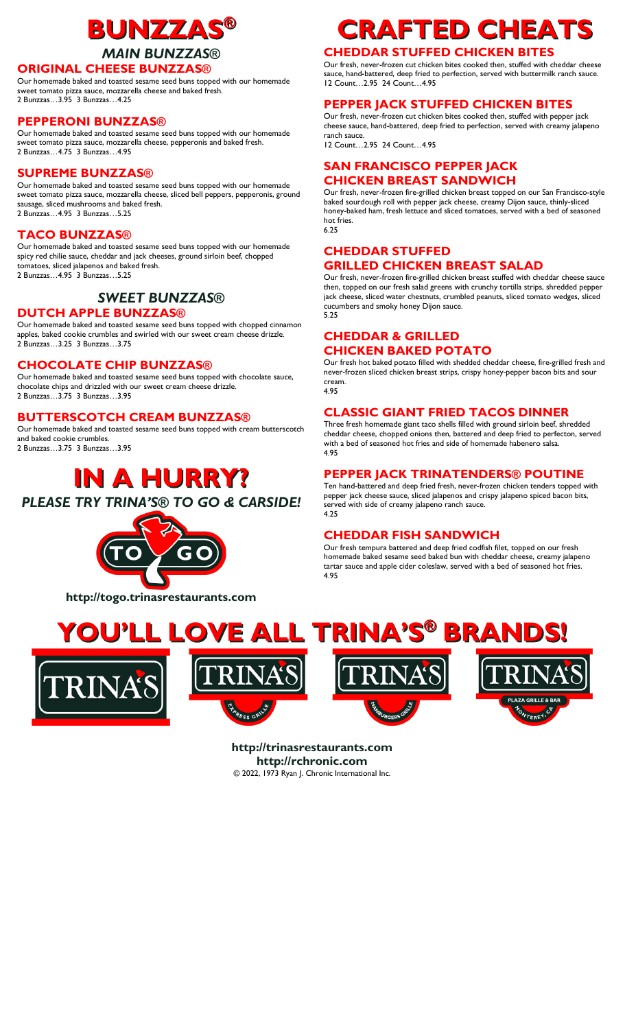# BUNZZAS®

## *MAIN BUNZZAS®*

### ORIGINAL CHEESE BUNZZAS®

Our homemade baked and toasted sesame seed buns topped with our homemade sweet tomato pizza sauce, mozzarella cheese and baked fresh.
2 Bunzzas…3.95 3 Bunzzas…4.25

### PEPPERONI BUNZZAS®

Our homemade baked and toasted sesame seed buns topped with our homemade sweet tomato pizza sauce, mozzarella cheese, pepperonis and baked fresh.
2 Bunzzas…4.75 3 Bunzzas…4.95

### SUPREME BUNZZAS®

Our homemade baked and toasted sesame seed buns topped with our homemade sweet tomato pizza sauce, mozzarella cheese, sliced bell peppers, pepperonis, ground sausage, sliced mushrooms and baked fresh.
2 Bunzzas…4.95 3 Bunzzas…5.25

### TACO BUNZZAS®

Our homemade baked and toasted sesame seed buns topped with our homemade spicy red chilie sauce, cheddar and jack cheeses, ground sirloin beef, chopped tomatoes, sliced jalapenos and baked fresh.
2 Bunzzas…4.95 3 Bunzzas…5.25

## *SWEET BUNZZAS®*

### DUTCH APPLE BUNZZAS®

Our homemade baked and toasted sesame seed buns topped with chopped cinnamon apples, baked cookie crumbles and swirled with our sweet cream cheese drizzle.
2 Bunzzas…3.25 3 Bunzzas…3.75

### CHOCOLATE CHIP BUNZZAS®

Our homemade baked and toasted sesame seed buns topped with chocolate sauce, chocolate chips and drizzled with our sweet cream cheese drizzle.
2 Bunzzas…3.75 3 Bunzzas…3.95

### BUTTERSCOTCH CREAM BUNZZAS®

Our homemade baked and toasted sesame seed buns topped with cream butterscotch and baked cookie crumbles.
2 Bunzzas…3.75 3 Bunzzas…3.95

# IN A HURRY?

*PLEASE TRY TRINA'S® TO GO & CARSIDE!*

TO GO

**http://togo.trinasrestaurants.com**

# CRAFTED CHEATS

### CHEDDAR STUFFED CHICKEN BITES

Our fresh, never-frozen cut chicken bites cooked then, stuffed with cheddar cheese sauce, hand-battered, deep fried to perfection, served with buttermilk ranch sauce.
12 Count…2.95 24 Count…4.95

### PEPPER JACK STUFFED CHICKEN BITES

Our fresh, never-frozen cut chicken bites cooked then, stuffed with pepper jack cheese sauce, hand-battered, deep fried to perfection, served with creamy jalapeno ranch sauce.
12 Count…2.95 24 Count…4.95

### SAN FRANCISCO PEPPER JACK CHICKEN BREAST SANDWICH

Our fresh, never-frozen fire-grilled chicken breast topped on our San Francisco-style baked sourdough roll with pepper jack cheese, creamy Dijon sauce, thinly-sliced honey-baked ham, fresh lettuce and sliced tomatoes, served with a bed of seasoned hot fries.
6.25

### CHEDDAR STUFFED GRILLED CHICKEN BREAST SALAD

Our fresh, never-frozen fire-grilled chicken breast stuffed with cheddar cheese sauce then, topped on our fresh salad greens with crunchy tortilla strips, shredded pepper jack cheese, sliced water chestnuts, crumbled peanuts, sliced tomato wedges, sliced cucumbers and smoky honey Dijon sauce.
5.25

### CHEDDAR & GRILLED CHICKEN BAKED POTATO

Our fresh hot baked potato filled with shedded cheddar cheese, fire-grilled fresh and never-frozen sliced chicken breast strips, crispy honey-pepper bacon bits and sour cream.
4.95

### CLASSIC GIANT FRIED TACOS DINNER

Three fresh homemade giant taco shells filled with ground sirloin beef, shredded cheddar cheese, chopped onions then, battered and deep fried to perfecton, served with a bed of seasoned hot fries and side of homemade habenero salsa.
4.95

### PEPPER JACK TRINATENDERS® POUTINE

Ten hand-battered and deep fried fresh, never-frozen chicken tenders topped with pepper jack cheese sauce, sliced jalapenos and crispy jalapeno spiced bacon bits, served with side of creamy jalapeno ranch sauce.
4.25

### CHEDDAR FISH SANDWICH

Our fresh tempura battered and deep fried codfish filet, topped on our fresh homemade baked sesame seed baked bun with cheddar cheese, creamy jalapeno tartar sauce and apple cider coleslaw, served with a bed of seasoned hot fries.
4.95

# YOU'LL LOVE ALL TRINA'S® BRANDS!

TRINA'S

TRINA'S EXPRESS GRILLE

TRINA'S HAMBURGERS GRILLE

TRINA'S PLAZA GRILLE & BAR MONTEREY, CA

**http://trinasrestaurants.com**
**http://rchronic.com**
© 2022, 1973 Ryan J. Chronic International Inc.